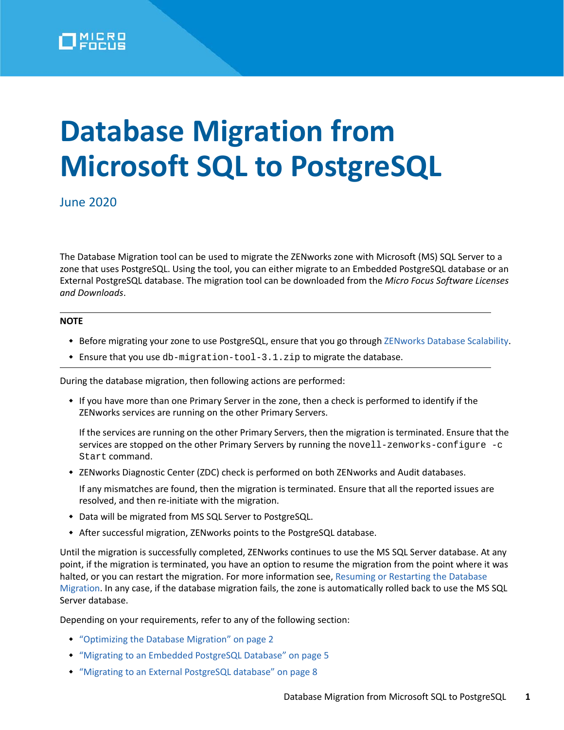# Database Migration from Microsoft SQL to PostgreSQL

June 2020

The Database Migration tool can be used to migrate the ZENworks zone with Microsoft (MS) SQL Server to a zone that uses PostgreSQL. Using the tool, you can either migrate to an Embedded PostgreSQL database or an External PostgreSQL database. The migration tool can be downloaded from the *Micro Focus Software Licenses and Downloads*.

---

**NOTE**

- Before migrating your zone to use PostgreSQL, ensure that you go through ZENworks Database Scalability.
- Ensure that you use `db-migration-tool-3.1.zip` to migrate the database.

---

During the database migration, then following actions are performed:

- If you have more than one Primary Server in the zone, then a check is performed to identify if the ZENworks services are running on the other Primary Servers.

  If the services are running on the other Primary Servers, then the migration is terminated. Ensure that the services are stopped on the other Primary Servers by running the `novell-zenworks-configure -c Start` command.
- ZENworks Diagnostic Center (ZDC) check is performed on both ZENworks and Audit databases.

  If any mismatches are found, then the migration is terminated. Ensure that all the reported issues are resolved, and then re-initiate with the migration.
- Data will be migrated from MS SQL Server to PostgreSQL.
- After successful migration, ZENworks points to the PostgreSQL database.

Until the migration is successfully completed, ZENworks continues to use the MS SQL Server database. At any point, if the migration is terminated, you have an option to resume the migration from the point where it was halted, or you can restart the migration. For more information see, Resuming or Restarting the Database Migration. In any case, if the database migration fails, the zone is automatically rolled back to use the MS SQL Server database.

Depending on your requirements, refer to any of the following section:

- "Optimizing the Database Migration" on page 2
- "Migrating to an Embedded PostgreSQL Database" on page 5
- "Migrating to an External PostgreSQL database" on page 8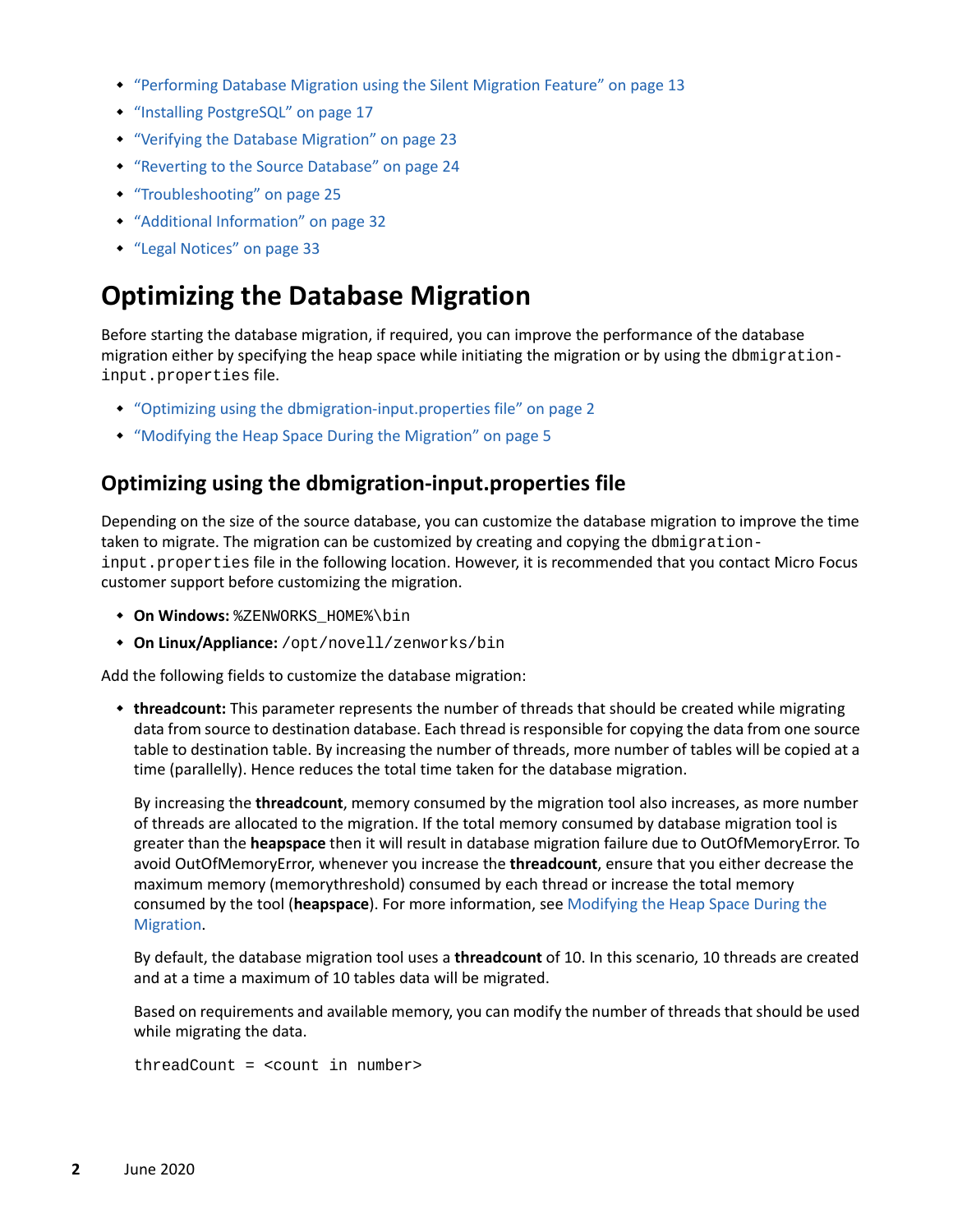- “Performing Database Migration using the Silent Migration Feature” on page 13
- “Installing PostgreSQL” on page 17
- “Verifying the Database Migration” on page 23
- “Reverting to the Source Database” on page 24
- “Troubleshooting” on page 25
- “Additional Information” on page 32
- “Legal Notices” on page 33

# Optimizing the Database Migration

Before starting the database migration, if required, you can improve the performance of the database migration either by specifying the heap space while initiating the migration or by using the `dbmigration-input.properties` file.

- “Optimizing using the dbmigration-input.properties file” on page 2
- “Modifying the Heap Space During the Migration” on page 5

## Optimizing using the dbmigration-input.properties file

Depending on the size of the source database, you can customize the database migration to improve the time taken to migrate. The migration can be customized by creating and copying the `dbmigration-input.properties` file in the following location. However, it is recommended that you contact Micro Focus customer support before customizing the migration.

- **On Windows:** `%ZENWORKS_HOME%\bin`
- **On Linux/Appliance:** `/opt/novell/zenworks/bin`

Add the following fields to customize the database migration:

- **threadcount:** This parameter represents the number of threads that should be created while migrating data from source to destination database. Each thread is responsible for copying the data from one source table to destination table. By increasing the number of threads, more number of tables will be copied at a time (parallelly). Hence reduces the total time taken for the database migration.

  By increasing the **threadcount**, memory consumed by the migration tool also increases, as more number of threads are allocated to the migration. If the total memory consumed by database migration tool is greater than the **heapspace** then it will result in database migration failure due to OutOfMemoryError. To avoid OutOfMemoryError, whenever you increase the **threadcount**, ensure that you either decrease the maximum memory (memorythreshold) consumed by each thread or increase the total memory consumed by the tool (**heapspace**). For more information, see Modifying the Heap Space During the Migration.

  By default, the database migration tool uses a **threadcount** of 10. In this scenario, 10 threads are created and at a time a maximum of 10 tables data will be migrated.

  Based on requirements and available memory, you can modify the number of threads that should be used while migrating the data.

  ```
  threadCount = <count in number>
  ```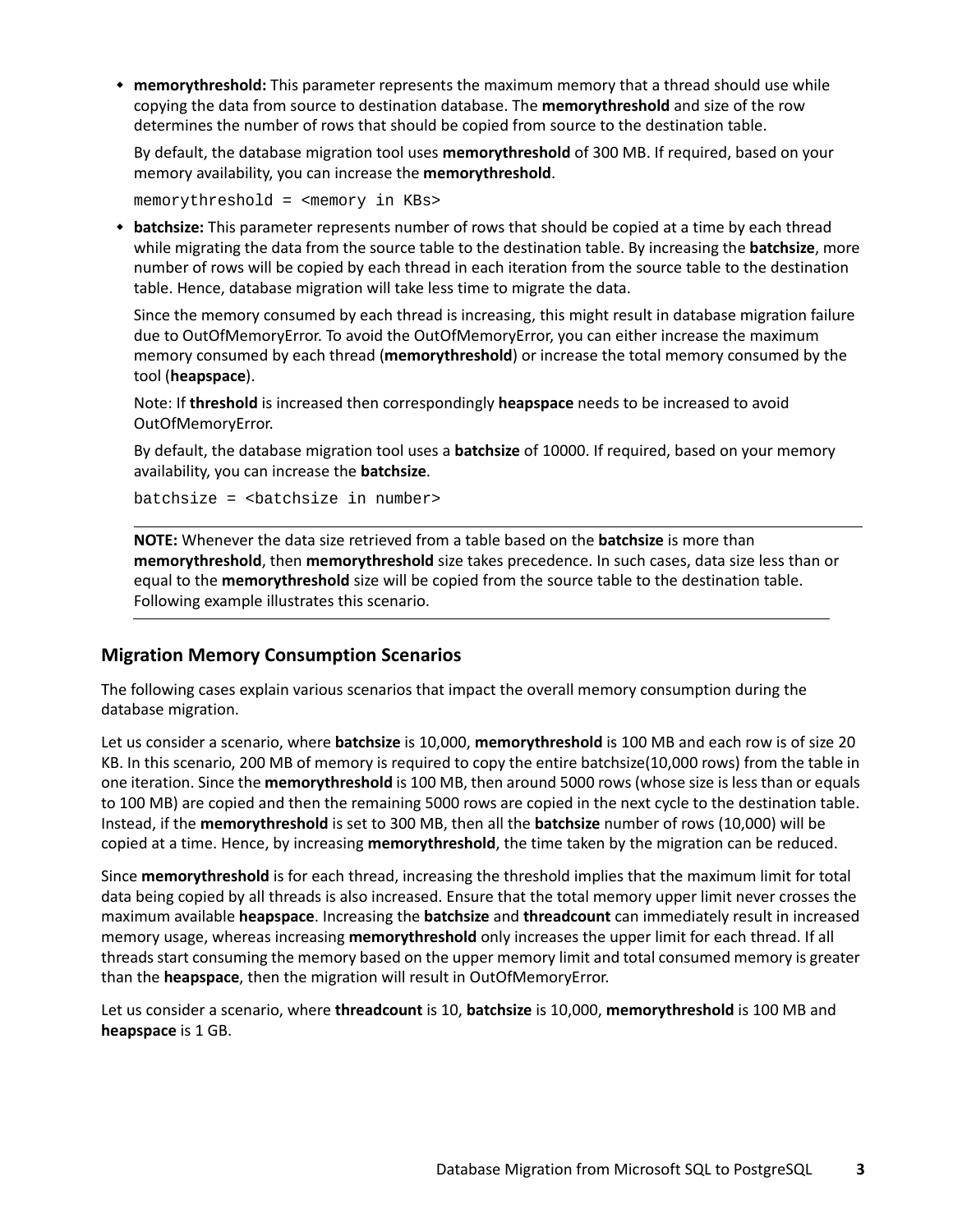- **memorythreshold:** This parameter represents the maximum memory that a thread should use while copying the data from source to destination database. The **memorythreshold** and size of the row determines the number of rows that should be copied from source to the destination table.

  By default, the database migration tool uses **memorythreshold** of 300 MB. If required, based on your memory availability, you can increase the **memorythreshold**.

  ```
  memorythreshold = <memory in KBs>
  ```

- **batchsize:** This parameter represents number of rows that should be copied at a time by each thread while migrating the data from the source table to the destination table. By increasing the **batchsize**, more number of rows will be copied by each thread in each iteration from the source table to the destination table. Hence, database migration will take less time to migrate the data.

  Since the memory consumed by each thread is increasing, this might result in database migration failure due to OutOfMemoryError. To avoid the OutOfMemoryError, you can either increase the maximum memory consumed by each thread (**memorythreshold**) or increase the total memory consumed by the tool (**heapspace**).

  Note: If **threshold** is increased then correspondingly **heapspace** needs to be increased to avoid OutOfMemoryError.

  By default, the database migration tool uses a **batchsize** of 10000. If required, based on your memory availability, you can increase the **batchsize**.

  ```
  batchsize = <batchsize in number>
  ```

  **NOTE:** Whenever the data size retrieved from a table based on the **batchsize** is more than **memorythreshold**, then **memorythreshold** size takes precedence. In such cases, data size less than or equal to the **memorythreshold** size will be copied from the source table to the destination table. Following example illustrates this scenario.

## Migration Memory Consumption Scenarios

The following cases explain various scenarios that impact the overall memory consumption during the database migration.

Let us consider a scenario, where **batchsize** is 10,000, **memorythreshold** is 100 MB and each row is of size 20 KB. In this scenario, 200 MB of memory is required to copy the entire batchsize(10,000 rows) from the table in one iteration. Since the **memorythreshold** is 100 MB, then around 5000 rows (whose size is less than or equals to 100 MB) are copied and then the remaining 5000 rows are copied in the next cycle to the destination table. Instead, if the **memorythreshold** is set to 300 MB, then all the **batchsize** number of rows (10,000) will be copied at a time. Hence, by increasing **memorythreshold**, the time taken by the migration can be reduced.

Since **memorythreshold** is for each thread, increasing the threshold implies that the maximum limit for total data being copied by all threads is also increased. Ensure that the total memory upper limit never crosses the maximum available **heapspace**. Increasing the **batchsize** and **threadcount** can immediately result in increased memory usage, whereas increasing **memorythreshold** only increases the upper limit for each thread. If all threads start consuming the memory based on the upper memory limit and total consumed memory is greater than the **heapspace**, then the migration will result in OutOfMemoryError.

Let us consider a scenario, where **threadcount** is 10, **batchsize** is 10,000, **memorythreshold** is 100 MB and **heapspace** is 1 GB.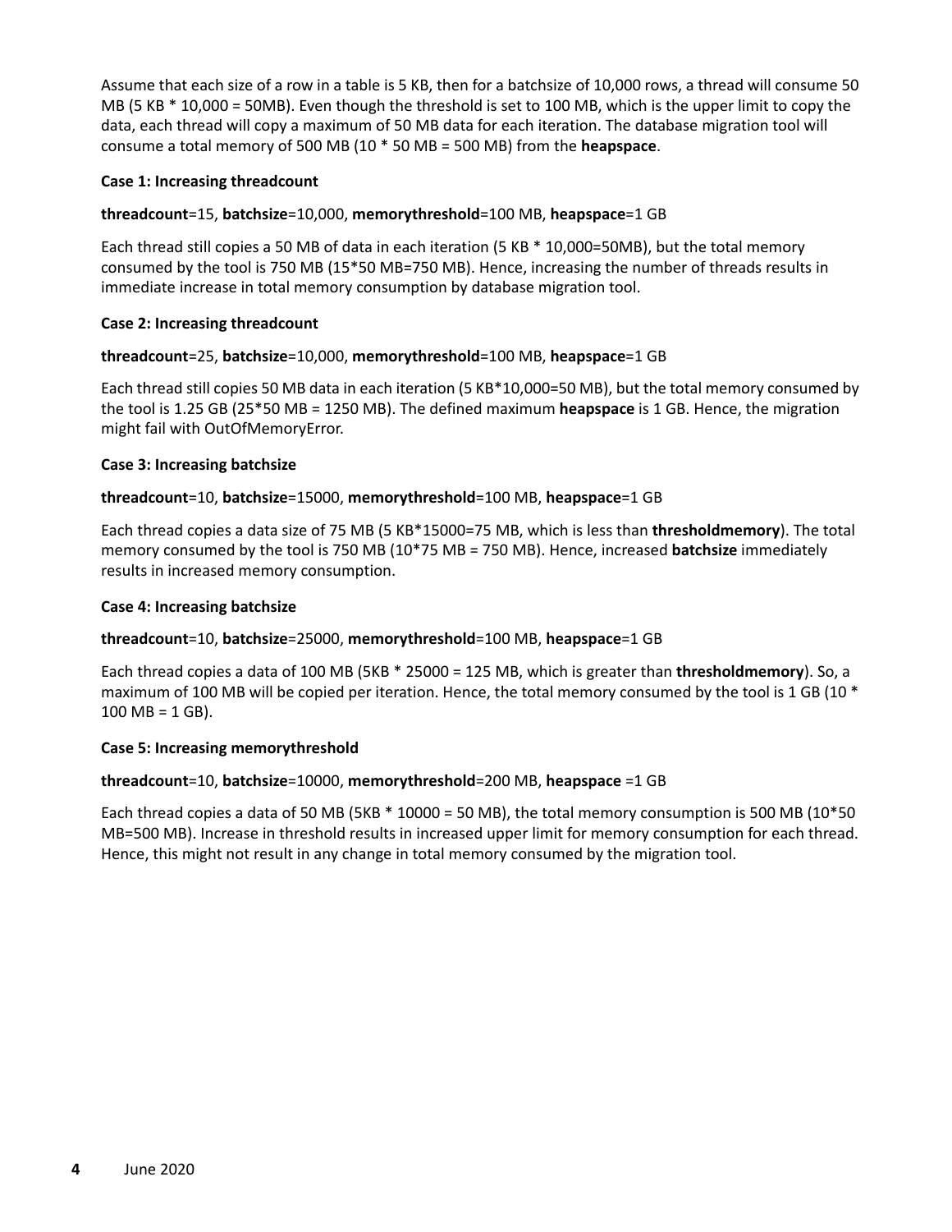Assume that each size of a row in a table is 5 KB, then for a batchsize of 10,000 rows, a thread will consume 50 MB (5 KB * 10,000 = 50MB). Even though the threshold is set to 100 MB, which is the upper limit to copy the data, each thread will copy a maximum of 50 MB data for each iteration. The database migration tool will consume a total memory of 500 MB (10 * 50 MB = 500 MB) from the **heapspace**.

**Case 1: Increasing threadcount**

**threadcount**=15, **batchsize**=10,000, **memorythreshold**=100 MB, **heapspace**=1 GB

Each thread still copies a 50 MB of data in each iteration (5 KB * 10,000=50MB), but the total memory consumed by the tool is 750 MB (15*50 MB=750 MB). Hence, increasing the number of threads results in immediate increase in total memory consumption by database migration tool.

**Case 2: Increasing threadcount**

**threadcount**=25, **batchsize**=10,000, **memorythreshold**=100 MB, **heapspace**=1 GB

Each thread still copies 50 MB data in each iteration (5 KB*10,000=50 MB), but the total memory consumed by the tool is 1.25 GB (25*50 MB = 1250 MB). The defined maximum **heapspace** is 1 GB. Hence, the migration might fail with OutOfMemoryError.

**Case 3: Increasing batchsize**

**threadcount**=10, **batchsize**=15000, **memorythreshold**=100 MB, **heapspace**=1 GB

Each thread copies a data size of 75 MB (5 KB*15000=75 MB, which is less than **thresholdmemory**). The total memory consumed by the tool is 750 MB (10*75 MB = 750 MB). Hence, increased **batchsize** immediately results in increased memory consumption.

**Case 4: Increasing batchsize**

**threadcount**=10, **batchsize**=25000, **memorythreshold**=100 MB, **heapspace**=1 GB

Each thread copies a data of 100 MB (5KB * 25000 = 125 MB, which is greater than **thresholdmemory**). So, a maximum of 100 MB will be copied per iteration. Hence, the total memory consumed by the tool is 1 GB (10 * 100 MB = 1 GB).

**Case 5: Increasing memorythreshold**

**threadcount**=10, **batchsize**=10000, **memorythreshold**=200 MB, **heapspace** =1 GB

Each thread copies a data of 50 MB (5KB * 10000 = 50 MB), the total memory consumption is 500 MB (10*50 MB=500 MB). Increase in threshold results in increased upper limit for memory consumption for each thread. Hence, this might not result in any change in total memory consumed by the migration tool.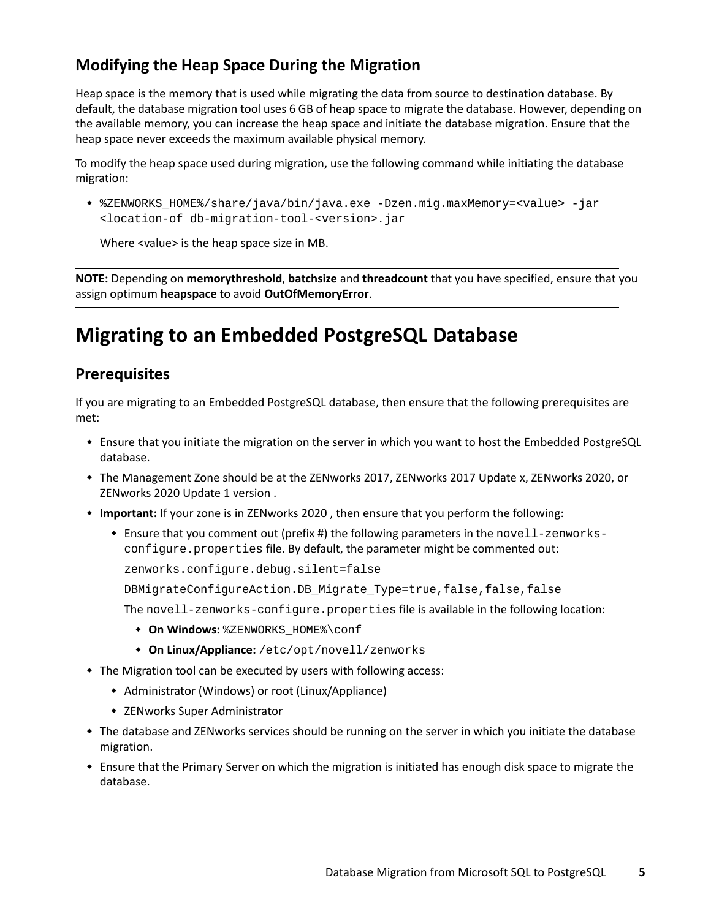### Modifying the Heap Space During the Migration

Heap space is the memory that is used while migrating the data from source to destination database. By default, the database migration tool uses 6 GB of heap space to migrate the database. However, depending on the available memory, you can increase the heap space and initiate the database migration. Ensure that the heap space never exceeds the maximum available physical memory.

To modify the heap space used during migration, use the following command while initiating the database migration:

- `%ZENWORKS_HOME%/share/java/bin/java.exe -Dzen.mig.maxMemory=<value> -jar <location-of db-migration-tool-<version>.jar`

  Where <value> is the heap space size in MB.

---

**NOTE:** Depending on **memorythreshold**, **batchsize** and **threadcount** that you have specified, ensure that you assign optimum **heapspace** to avoid **OutOfMemoryError**.

---

## Migrating to an Embedded PostgreSQL Database

### Prerequisites

If you are migrating to an Embedded PostgreSQL database, then ensure that the following prerequisites are met:

- Ensure that you initiate the migration on the server in which you want to host the Embedded PostgreSQL database.
- The Management Zone should be at the ZENworks 2017, ZENworks 2017 Update x, ZENworks 2020, or ZENworks 2020 Update 1 version .
- **Important:** If your zone is in ZENworks 2020 , then ensure that you perform the following:
  - Ensure that you comment out (prefix #) the following parameters in the `novell-zenworks-configure.properties` file. By default, the parameter might be commented out:

    `zenworks.configure.debug.silent=false`

    `DBMigrateConfigureAction.DB_Migrate_Type=true,false,false,false`

    The `novell-zenworks-configure.properties` file is available in the following location:
    - **On Windows:** `%ZENWORKS_HOME%\conf`
    - **On Linux/Appliance:** `/etc/opt/novell/zenworks`
- The Migration tool can be executed by users with following access:
  - Administrator (Windows) or root (Linux/Appliance)
  - ZENworks Super Administrator
- The database and ZENworks services should be running on the server in which you initiate the database migration.
- Ensure that the Primary Server on which the migration is initiated has enough disk space to migrate the database.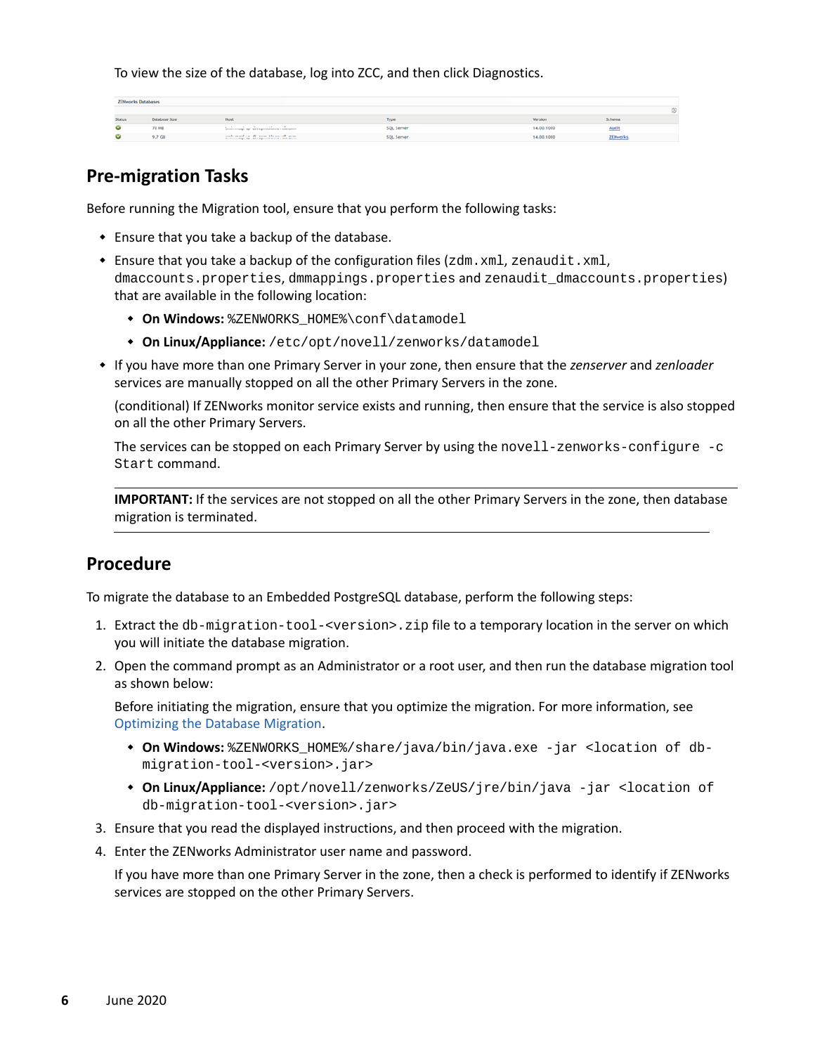To view the size of the database, log into ZCC, and then click Diagnostics.

**ZENworks Databases**

| Status | Database Size | Host | Type | Version | Schema |
|---|---|---|---|---|---|
| | 70 MB | | SQL Server | 14.00.1000 | Audit |
| | 9.7 GB | | SQL Server | 14.00.1000 | ZENworks |

## Pre-migration Tasks

Before running the Migration tool, ensure that you perform the following tasks:

- Ensure that you take a backup of the database.
- Ensure that you take a backup of the configuration files (`zdm.xml`, `zenaudit.xml`, `dmaccounts.properties`, `dmmappings.properties` and `zenaudit_dmaccounts.properties`) that are available in the following location:
  - **On Windows:** `%ZENWORKS_HOME%\conf\datamodel`
  - **On Linux/Appliance:** `/etc/opt/novell/zenworks/datamodel`
- If you have more than one Primary Server in your zone, then ensure that the *zenserver* and *zenloader* services are manually stopped on all the other Primary Servers in the zone.

  (conditional) If ZENworks monitor service exists and running, then ensure that the service is also stopped on all the other Primary Servers.

  The services can be stopped on each Primary Server by using the `novell-zenworks-configure -c Start` command.

---

**IMPORTANT:** If the services are not stopped on all the other Primary Servers in the zone, then database migration is terminated.

---

## Procedure

To migrate the database to an Embedded PostgreSQL database, perform the following steps:

1. Extract the `db-migration-tool-<version>.zip` file to a temporary location in the server on which you will initiate the database migration.
2. Open the command prompt as an Administrator or a root user, and then run the database migration tool as shown below:

   Before initiating the migration, ensure that you optimize the migration. For more information, see Optimizing the Database Migration.

   - **On Windows:** `%ZENWORKS_HOME%/share/java/bin/java.exe -jar <location of db-migration-tool-<version>.jar>`
   - **On Linux/Appliance:** `/opt/novell/zenworks/ZeUS/jre/bin/java -jar <location of db-migration-tool-<version>.jar>`
3. Ensure that you read the displayed instructions, and then proceed with the migration.
4. Enter the ZENworks Administrator user name and password.

   If you have more than one Primary Server in the zone, then a check is performed to identify if ZENworks services are stopped on the other Primary Servers.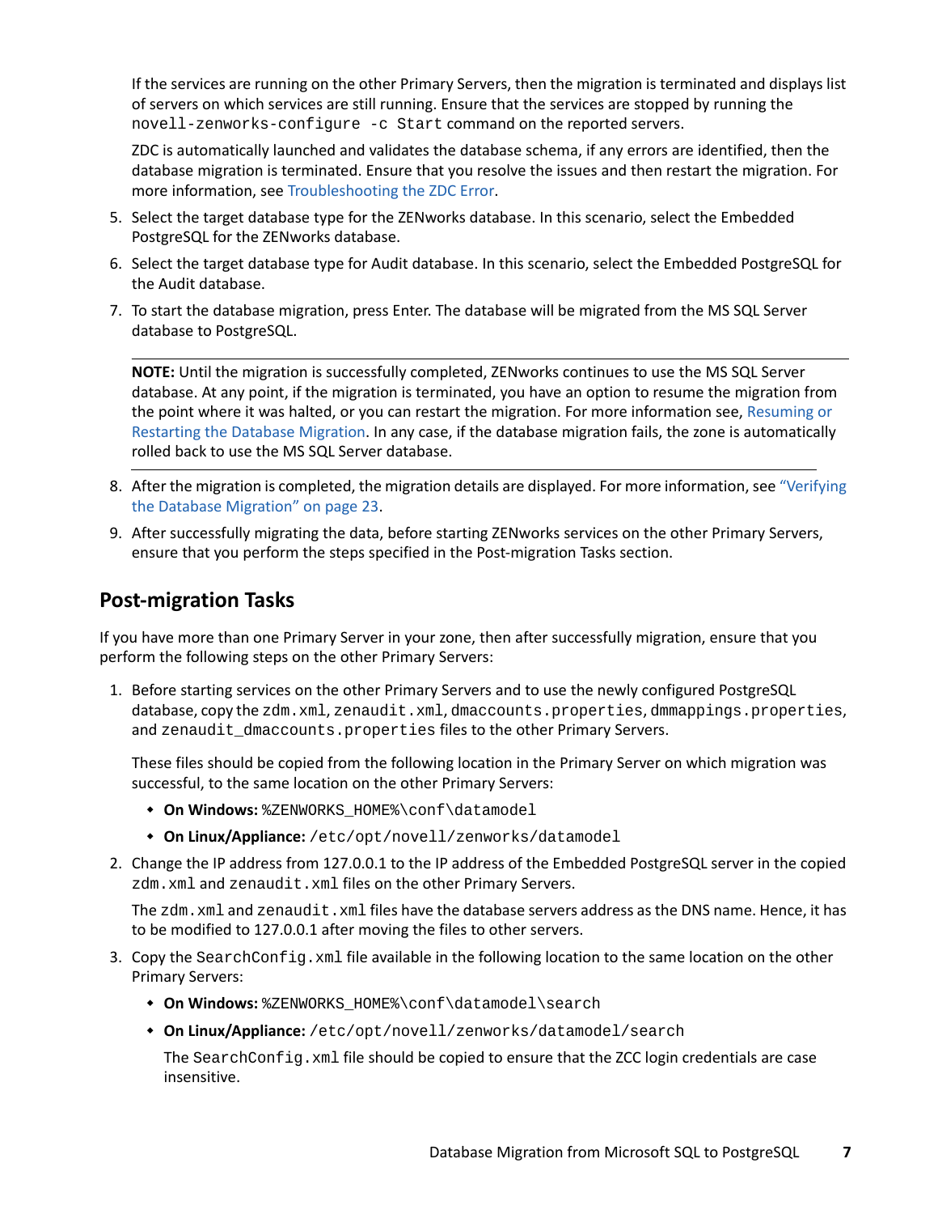If the services are running on the other Primary Servers, then the migration is terminated and displays list of servers on which services are still running. Ensure that the services are stopped by running the `novell-zenworks-configure -c Start` command on the reported servers.

ZDC is automatically launched and validates the database schema, if any errors are identified, then the database migration is terminated. Ensure that you resolve the issues and then restart the migration. For more information, see Troubleshooting the ZDC Error.

5. Select the target database type for the ZENworks database. In this scenario, select the Embedded PostgreSQL for the ZENworks database.
6. Select the target database type for Audit database. In this scenario, select the Embedded PostgreSQL for the Audit database.
7. To start the database migration, press Enter. The database will be migrated from the MS SQL Server database to PostgreSQL.

---

**NOTE:** Until the migration is successfully completed, ZENworks continues to use the MS SQL Server database. At any point, if the migration is terminated, you have an option to resume the migration from the point where it was halted, or you can restart the migration. For more information see, Resuming or Restarting the Database Migration. In any case, if the database migration fails, the zone is automatically rolled back to use the MS SQL Server database.

---

8. After the migration is completed, the migration details are displayed. For more information, see "Verifying the Database Migration" on page 23.
9. After successfully migrating the data, before starting ZENworks services on the other Primary Servers, ensure that you perform the steps specified in the Post-migration Tasks section.

## Post-migration Tasks

If you have more than one Primary Server in your zone, then after successfully migration, ensure that you perform the following steps on the other Primary Servers:

1. Before starting services on the other Primary Servers and to use the newly configured PostgreSQL database, copy the `zdm.xml`, `zenaudit.xml`, `dmaccounts.properties`, `dmmappings.properties`, and `zenaudit_dmaccounts.properties` files to the other Primary Servers.

   These files should be copied from the following location in the Primary Server on which migration was successful, to the same location on the other Primary Servers:

   - **On Windows:** `%ZENWORKS_HOME%\conf\datamodel`
   - **On Linux/Appliance:** `/etc/opt/novell/zenworks/datamodel`

2. Change the IP address from 127.0.0.1 to the IP address of the Embedded PostgreSQL server in the copied `zdm.xml` and `zenaudit.xml` files on the other Primary Servers.

   The `zdm.xml` and `zenaudit.xml` files have the database servers address as the DNS name. Hence, it has to be modified to 127.0.0.1 after moving the files to other servers.

3. Copy the `SearchConfig.xml` file available in the following location to the same location on the other Primary Servers:

   - **On Windows:** `%ZENWORKS_HOME%\conf\datamodel\search`
   - **On Linux/Appliance:** `/etc/opt/novell/zenworks/datamodel/search`

     The `SearchConfig.xml` file should be copied to ensure that the ZCC login credentials are case insensitive.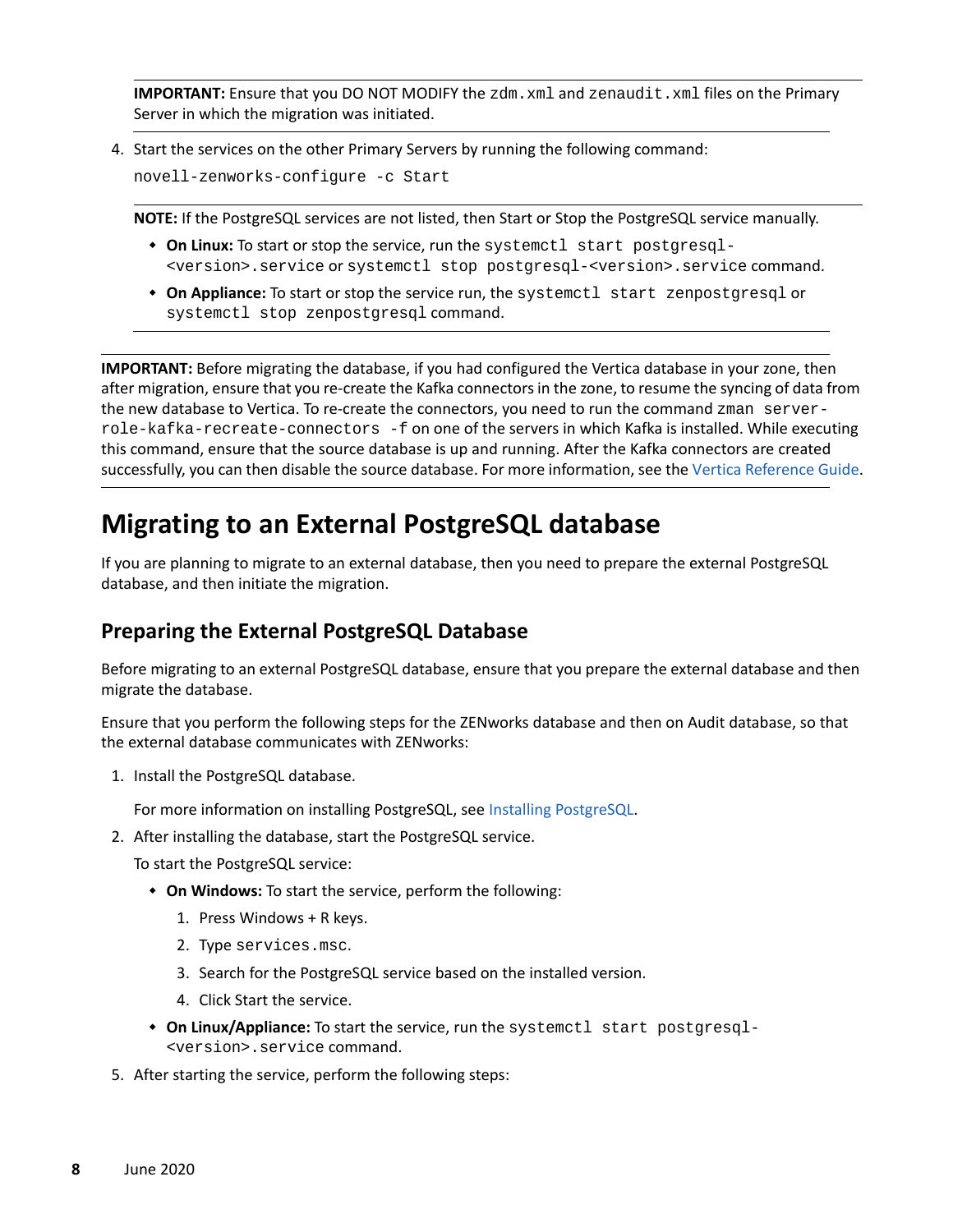**IMPORTANT:** Ensure that you DO NOT MODIFY the `zdm.xml` and `zenaudit.xml` files on the Primary Server in which the migration was initiated.

4. Start the services on the other Primary Servers by running the following command:

   ```
   novell-zenworks-configure -c Start
   ```

   **NOTE:** If the PostgreSQL services are not listed, then Start or Stop the PostgreSQL service manually.

   - **On Linux:** To start or stop the service, run the `systemctl start postgresql-<version>.service` or `systemctl stop postgresql-<version>.service` command.
   - **On Appliance:** To start or stop the service run, the `systemctl start zenpostgresql` or `systemctl stop zenpostgresql` command.

**IMPORTANT:** Before migrating the database, if you had configured the Vertica database in your zone, then after migration, ensure that you re-create the Kafka connectors in the zone, to resume the syncing of data from the new database to Vertica. To re-create the connectors, you need to run the command `zman server-role-kafka-recreate-connectors -f` on one of the servers in which Kafka is installed. While executing this command, ensure that the source database is up and running. After the Kafka connectors are created successfully, you can then disable the source database. For more information, see the Vertica Reference Guide.

# Migrating to an External PostgreSQL database

If you are planning to migrate to an external database, then you need to prepare the external PostgreSQL database, and then initiate the migration.

## Preparing the External PostgreSQL Database

Before migrating to an external PostgreSQL database, ensure that you prepare the external database and then migrate the database.

Ensure that you perform the following steps for the ZENworks database and then on Audit database, so that the external database communicates with ZENworks:

1. Install the PostgreSQL database.

   For more information on installing PostgreSQL, see Installing PostgreSQL.

2. After installing the database, start the PostgreSQL service.

   To start the PostgreSQL service:

   - **On Windows:** To start the service, perform the following:
     1. Press Windows + R keys.
     2. Type `services.msc`.
     3. Search for the PostgreSQL service based on the installed version.
     4. Click Start the service.
   - **On Linux/Appliance:** To start the service, run the `systemctl start postgresql-<version>.service` command.

5. After starting the service, perform the following steps: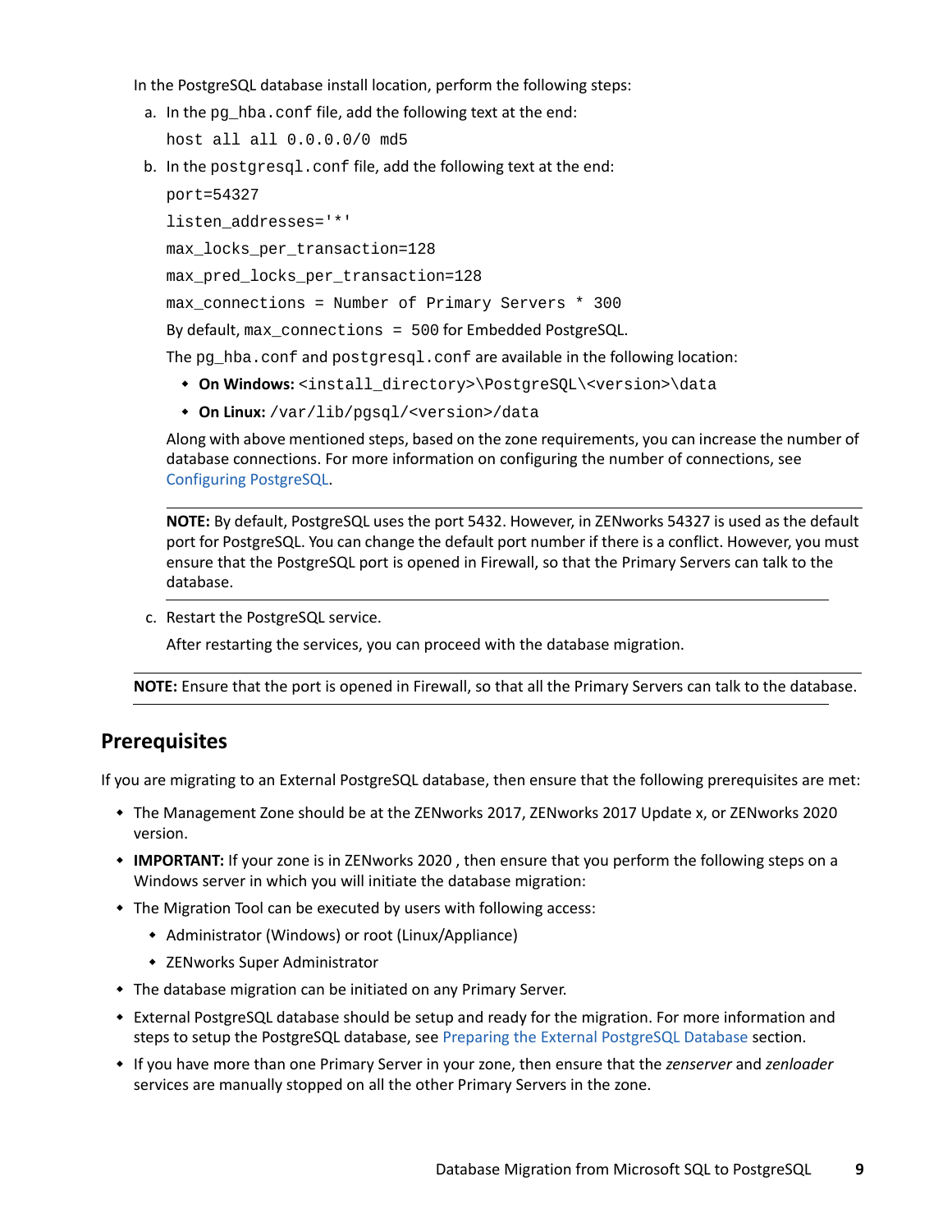In the PostgreSQL database install location, perform the following steps:

a. In the `pg_hba.conf` file, add the following text at the end:

   `host all all 0.0.0.0/0 md5`

b. In the `postgresql.conf` file, add the following text at the end:

   `port=54327`

   `listen_addresses='*'`

   `max_locks_per_transaction=128`

   `max_pred_locks_per_transaction=128`

   `max_connections = Number of Primary Servers * 300`

   By default, `max_connections = 500` for Embedded PostgreSQL.

   The `pg_hba.conf` and `postgresql.conf` are available in the following location:

   - **On Windows:** `<install_directory>\PostgreSQL\<version>\data`
   - **On Linux:** `/var/lib/pgsql/<version>/data`

   Along with above mentioned steps, based on the zone requirements, you can increase the number of database connections. For more information on configuring the number of connections, see Configuring PostgreSQL.

   ---

   **NOTE:** By default, PostgreSQL uses the port 5432. However, in ZENworks 54327 is used as the default port for PostgreSQL. You can change the default port number if there is a conflict. However, you must ensure that the PostgreSQL port is opened in Firewall, so that the Primary Servers can talk to the database.

   ---

c. Restart the PostgreSQL service.

   After restarting the services, you can proceed with the database migration.

---

**NOTE:** Ensure that the port is opened in Firewall, so that all the Primary Servers can talk to the database.

---

## Prerequisites

If you are migrating to an External PostgreSQL database, then ensure that the following prerequisites are met:

- The Management Zone should be at the ZENworks 2017, ZENworks 2017 Update x, or ZENworks 2020 version.
- **IMPORTANT:** If your zone is in ZENworks 2020 , then ensure that you perform the following steps on a Windows server in which you will initiate the database migration:
- The Migration Tool can be executed by users with following access:
  - Administrator (Windows) or root (Linux/Appliance)
  - ZENworks Super Administrator
- The database migration can be initiated on any Primary Server.
- External PostgreSQL database should be setup and ready for the migration. For more information and steps to setup the PostgreSQL database, see Preparing the External PostgreSQL Database section.
- If you have more than one Primary Server in your zone, then ensure that the *zenserver* and *zenloader* services are manually stopped on all the other Primary Servers in the zone.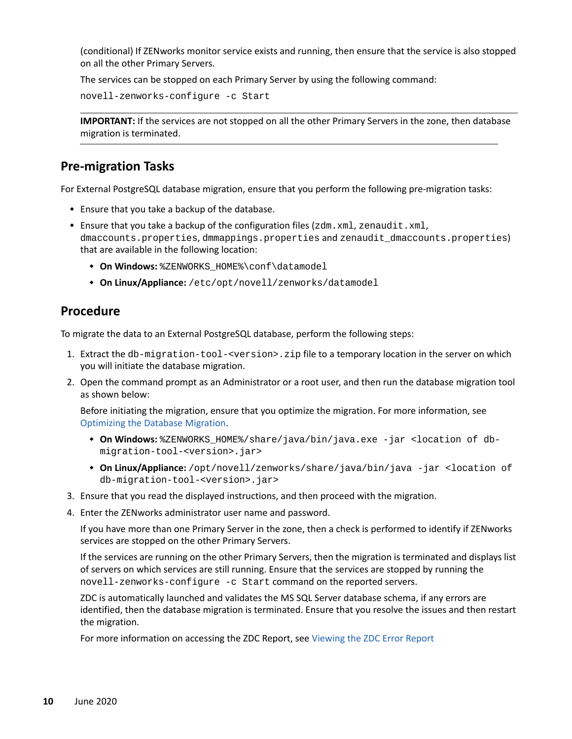(conditional) If ZENworks monitor service exists and running, then ensure that the service is also stopped on all the other Primary Servers.

The services can be stopped on each Primary Server by using the following command:

```
novell-zenworks-configure -c Start
```

**IMPORTANT:** If the services are not stopped on all the other Primary Servers in the zone, then database migration is terminated.

## Pre-migration Tasks

For External PostgreSQL database migration, ensure that you perform the following pre-migration tasks:

- Ensure that you take a backup of the database.
- Ensure that you take a backup of the configuration files (`zdm.xml`, `zenaudit.xml`, `dmaccounts.properties`, `dmmappings.properties` and `zenaudit_dmaccounts.properties`) that are available in the following location:
  - **On Windows:** `%ZENWORKS_HOME%\conf\datamodel`
  - **On Linux/Appliance:** `/etc/opt/novell/zenworks/datamodel`

## Procedure

To migrate the data to an External PostgreSQL database, perform the following steps:

1. Extract the `db-migration-tool-<version>.zip` file to a temporary location in the server on which you will initiate the database migration.
2. Open the command prompt as an Administrator or a root user, and then run the database migration tool as shown below:

   Before initiating the migration, ensure that you optimize the migration. For more information, see Optimizing the Database Migration.

   - **On Windows:** `%ZENWORKS_HOME%/share/java/bin/java.exe -jar <location of db-migration-tool-<version>.jar>`
   - **On Linux/Appliance:** `/opt/novell/zenworks/share/java/bin/java -jar <location of db-migration-tool-<version>.jar>`
3. Ensure that you read the displayed instructions, and then proceed with the migration.
4. Enter the ZENworks administrator user name and password.

   If you have more than one Primary Server in the zone, then a check is performed to identify if ZENworks services are stopped on the other Primary Servers.

   If the services are running on the other Primary Servers, then the migration is terminated and displays list of servers on which services are still running. Ensure that the services are stopped by running the `novell-zenworks-configure -c Start` command on the reported servers.

   ZDC is automatically launched and validates the MS SQL Server database schema, if any errors are identified, then the database migration is terminated. Ensure that you resolve the issues and then restart the migration.

   For more information on accessing the ZDC Report, see Viewing the ZDC Error Report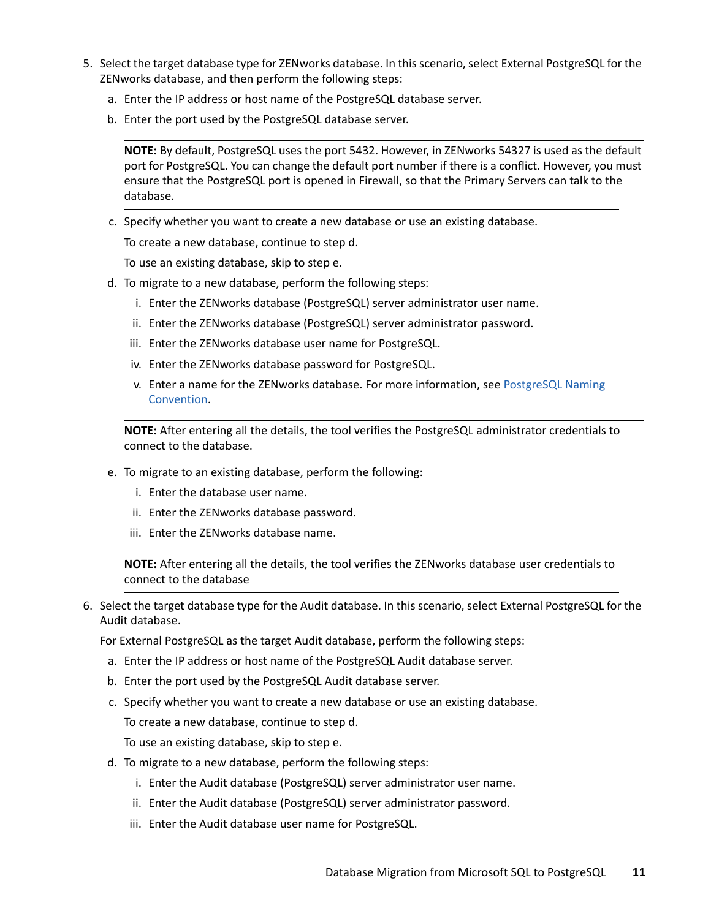5. Select the target database type for ZENworks database. In this scenario, select External PostgreSQL for the ZENworks database, and then perform the following steps:

   a. Enter the IP address or host name of the PostgreSQL database server.

   b. Enter the port used by the PostgreSQL database server.

   ---

   **NOTE:** By default, PostgreSQL uses the port 5432. However, in ZENworks 54327 is used as the default port for PostgreSQL. You can change the default port number if there is a conflict. However, you must ensure that the PostgreSQL port is opened in Firewall, so that the Primary Servers can talk to the database.

   ---

   c. Specify whether you want to create a new database or use an existing database.

      To create a new database, continue to step d.

      To use an existing database, skip to step e.

   d. To migrate to a new database, perform the following steps:

      i. Enter the ZENworks database (PostgreSQL) server administrator user name.

      ii. Enter the ZENworks database (PostgreSQL) server administrator password.

      iii. Enter the ZENworks database user name for PostgreSQL.

      iv. Enter the ZENworks database password for PostgreSQL.

      v. Enter a name for the ZENworks database. For more information, see PostgreSQL Naming Convention.

   ---

   **NOTE:** After entering all the details, the tool verifies the PostgreSQL administrator credentials to connect to the database.

   ---

   e. To migrate to an existing database, perform the following:

      i. Enter the database user name.

      ii. Enter the ZENworks database password.

      iii. Enter the ZENworks database name.

   ---

   **NOTE:** After entering all the details, the tool verifies the ZENworks database user credentials to connect to the database

   ---

6. Select the target database type for the Audit database. In this scenario, select External PostgreSQL for the Audit database.

   For External PostgreSQL as the target Audit database, perform the following steps:

   a. Enter the IP address or host name of the PostgreSQL Audit database server.

   b. Enter the port used by the PostgreSQL Audit database server.

   c. Specify whether you want to create a new database or use an existing database.

      To create a new database, continue to step d.

      To use an existing database, skip to step e.

   d. To migrate to a new database, perform the following steps:

      i. Enter the Audit database (PostgreSQL) server administrator user name.

      ii. Enter the Audit database (PostgreSQL) server administrator password.

      iii. Enter the Audit database user name for PostgreSQL.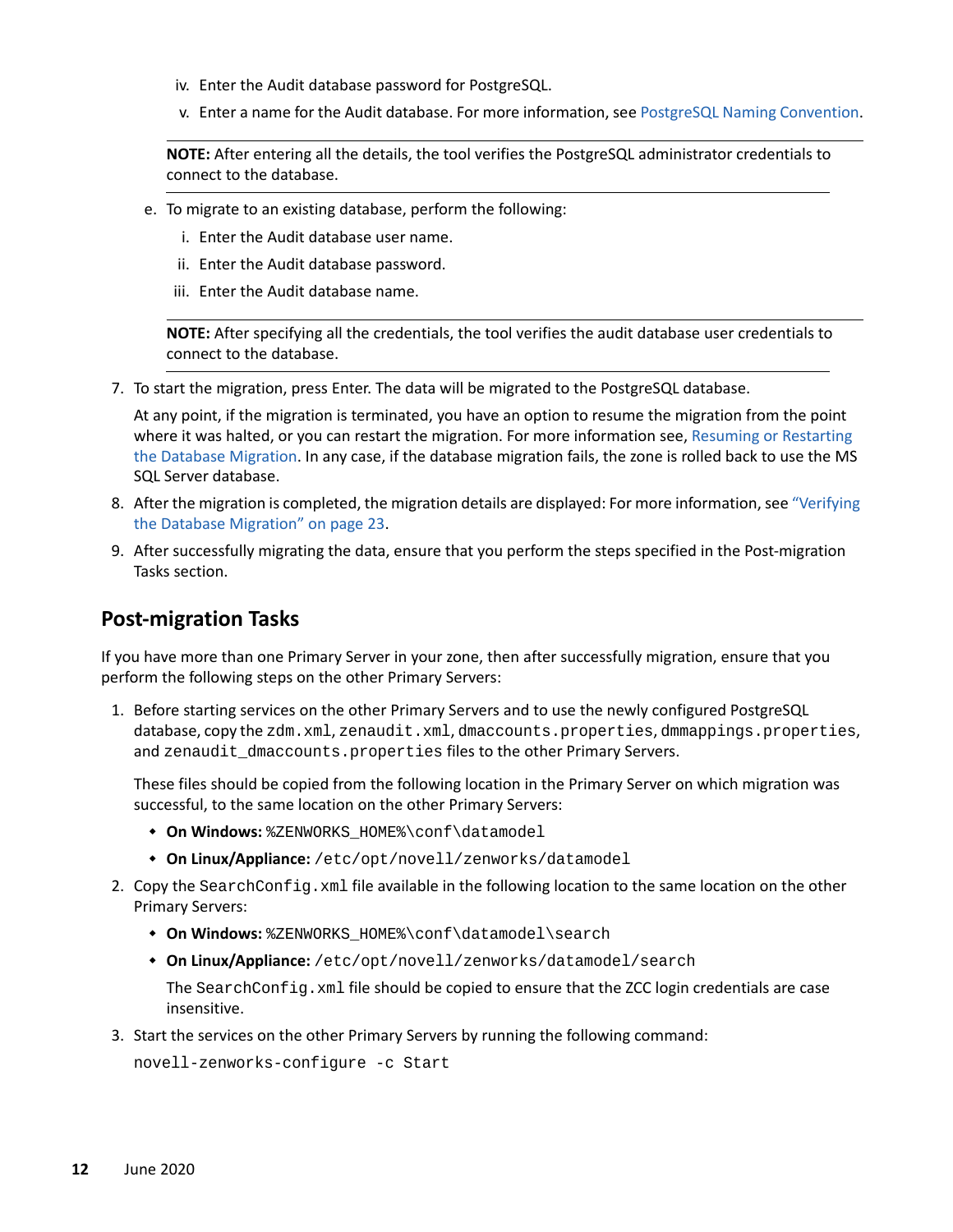iv. Enter the Audit database password for PostgreSQL.

v. Enter a name for the Audit database. For more information, see PostgreSQL Naming Convention.

---

**NOTE:** After entering all the details, the tool verifies the PostgreSQL administrator credentials to connect to the database.

---

e. To migrate to an existing database, perform the following:

i. Enter the Audit database user name.

ii. Enter the Audit database password.

iii. Enter the Audit database name.

---

**NOTE:** After specifying all the credentials, the tool verifies the audit database user credentials to connect to the database.

---

7. To start the migration, press Enter. The data will be migrated to the PostgreSQL database.

   At any point, if the migration is terminated, you have an option to resume the migration from the point where it was halted, or you can restart the migration. For more information see, Resuming or Restarting the Database Migration. In any case, if the database migration fails, the zone is rolled back to use the MS SQL Server database.

8. After the migration is completed, the migration details are displayed: For more information, see "Verifying the Database Migration" on page 23.

9. After successfully migrating the data, ensure that you perform the steps specified in the Post-migration Tasks section.

## Post-migration Tasks

If you have more than one Primary Server in your zone, then after successfully migration, ensure that you perform the following steps on the other Primary Servers:

1. Before starting services on the other Primary Servers and to use the newly configured PostgreSQL database, copy the `zdm.xml`, `zenaudit.xml`, `dmaccounts.properties`, `dmmappings.properties`, and `zenaudit_dmaccounts.properties` files to the other Primary Servers.

   These files should be copied from the following location in the Primary Server on which migration was successful, to the same location on the other Primary Servers:

   - **On Windows:** `%ZENWORKS_HOME%\conf\datamodel`
   - **On Linux/Appliance:** `/etc/opt/novell/zenworks/datamodel`

2. Copy the `SearchConfig.xml` file available in the following location to the same location on the other Primary Servers:

   - **On Windows:** `%ZENWORKS_HOME%\conf\datamodel\search`
   - **On Linux/Appliance:** `/etc/opt/novell/zenworks/datamodel/search`

     The `SearchConfig.xml` file should be copied to ensure that the ZCC login credentials are case insensitive.

3. Start the services on the other Primary Servers by running the following command:

   ```
   novell-zenworks-configure -c Start
   ```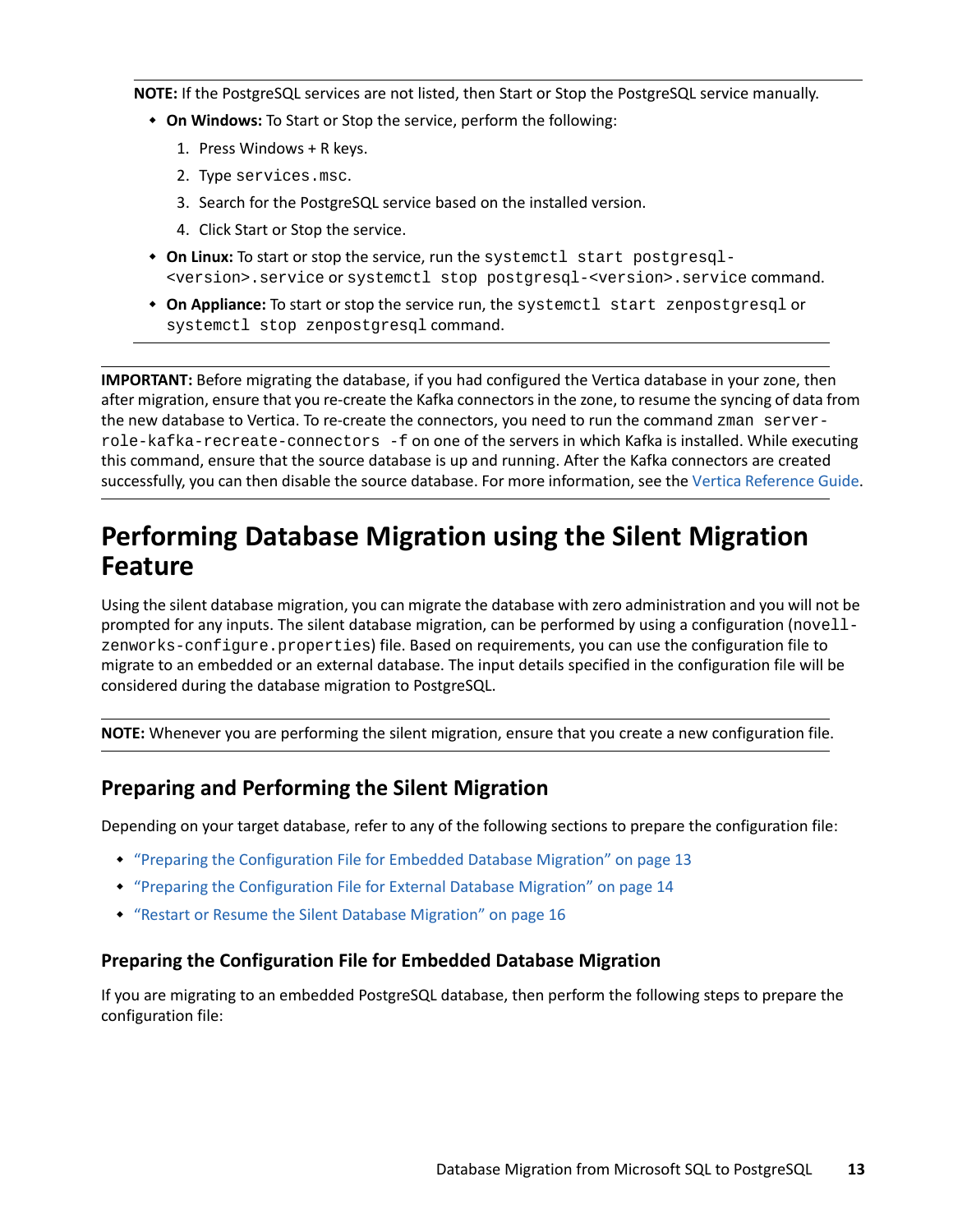**NOTE:** If the PostgreSQL services are not listed, then Start or Stop the PostgreSQL service manually.

- **On Windows:** To Start or Stop the service, perform the following:
  1. Press Windows + R keys.
  2. Type `services.msc`.
  3. Search for the PostgreSQL service based on the installed version.
  4. Click Start or Stop the service.
- **On Linux:** To start or stop the service, run the `systemctl start postgresql-<version>.service` or `systemctl stop postgresql-<version>.service` command.
- **On Appliance:** To start or stop the service run, the `systemctl start zenpostgresql` or `systemctl stop zenpostgresql` command.

**IMPORTANT:** Before migrating the database, if you had configured the Vertica database in your zone, then after migration, ensure that you re-create the Kafka connectors in the zone, to resume the syncing of data from the new database to Vertica. To re-create the connectors, you need to run the command `zman server-role-kafka-recreate-connectors -f` on one of the servers in which Kafka is installed. While executing this command, ensure that the source database is up and running. After the Kafka connectors are created successfully, you can then disable the source database. For more information, see the Vertica Reference Guide.

## Performing Database Migration using the Silent Migration Feature

Using the silent database migration, you can migrate the database with zero administration and you will not be prompted for any inputs. The silent database migration, can be performed by using a configuration (`novell-zenworks-configure.properties`) file. Based on requirements, you can use the configuration file to migrate to an embedded or an external database. The input details specified in the configuration file will be considered during the database migration to PostgreSQL.

**NOTE:** Whenever you are performing the silent migration, ensure that you create a new configuration file.

### Preparing and Performing the Silent Migration

Depending on your target database, refer to any of the following sections to prepare the configuration file:

- "Preparing the Configuration File for Embedded Database Migration" on page 13
- "Preparing the Configuration File for External Database Migration" on page 14
- "Restart or Resume the Silent Database Migration" on page 16

#### Preparing the Configuration File for Embedded Database Migration

If you are migrating to an embedded PostgreSQL database, then perform the following steps to prepare the configuration file: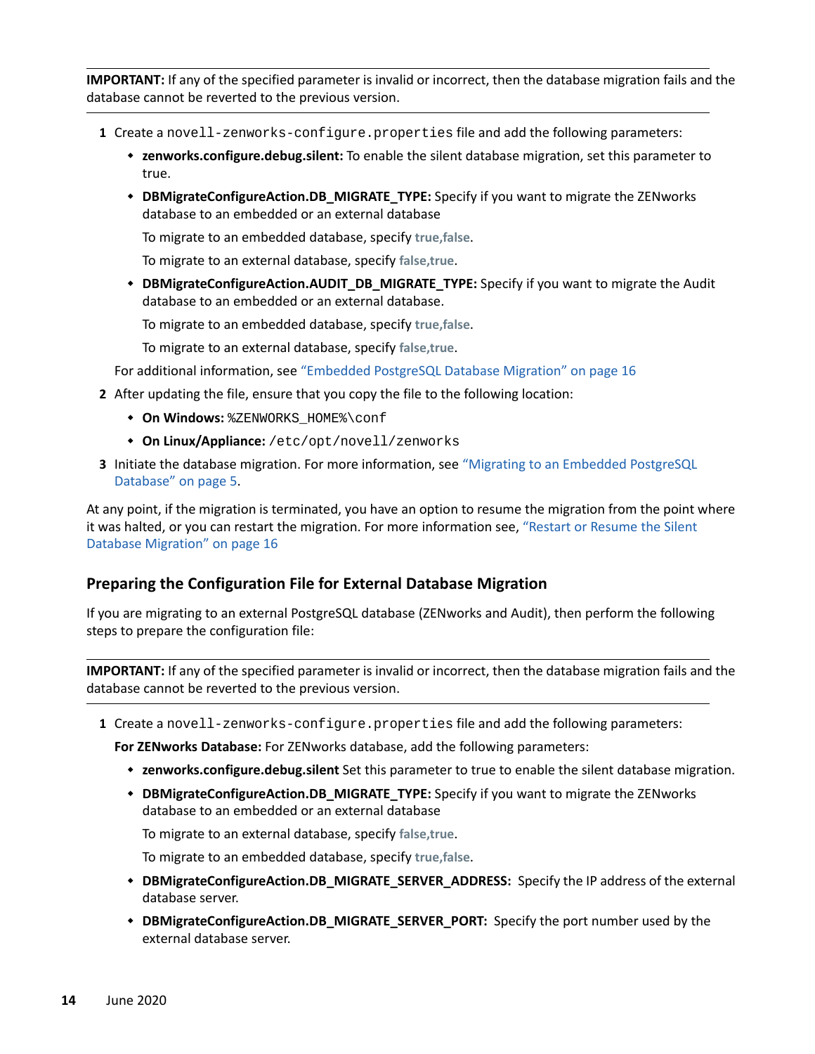**IMPORTANT:** If any of the specified parameter is invalid or incorrect, then the database migration fails and the database cannot be reverted to the previous version.

1. Create a `novell-zenworks-configure.properties` file and add the following parameters:
   - **zenworks.configure.debug.silent:** To enable the silent database migration, set this parameter to true.
   - **DBMigrateConfigureAction.DB_MIGRATE_TYPE:** Specify if you want to migrate the ZENworks database to an embedded or an external database

     To migrate to an embedded database, specify **true,false**.

     To migrate to an external database, specify **false,true**.
   - **DBMigrateConfigureAction.AUDIT_DB_MIGRATE_TYPE:** Specify if you want to migrate the Audit database to an embedded or an external database.

     To migrate to an embedded database, specify **true,false**.

     To migrate to an external database, specify **false,true**.

   For additional information, see "Embedded PostgreSQL Database Migration" on page 16
2. After updating the file, ensure that you copy the file to the following location:
   - **On Windows:** `%ZENWORKS_HOME%\conf`
   - **On Linux/Appliance:** `/etc/opt/novell/zenworks`
3. Initiate the database migration. For more information, see "Migrating to an Embedded PostgreSQL Database" on page 5.

At any point, if the migration is terminated, you have an option to resume the migration from the point where it was halted, or you can restart the migration. For more information see, "Restart or Resume the Silent Database Migration" on page 16

### Preparing the Configuration File for External Database Migration

If you are migrating to an external PostgreSQL database (ZENworks and Audit), then perform the following steps to prepare the configuration file:

**IMPORTANT:** If any of the specified parameter is invalid or incorrect, then the database migration fails and the database cannot be reverted to the previous version.

1. Create a `novell-zenworks-configure.properties` file and add the following parameters:

   **For ZENworks Database:** For ZENworks database, add the following parameters:
   - **zenworks.configure.debug.silent** Set this parameter to true to enable the silent database migration.
   - **DBMigrateConfigureAction.DB_MIGRATE_TYPE:** Specify if you want to migrate the ZENworks database to an embedded or an external database

     To migrate to an external database, specify **false,true**.

     To migrate to an embedded database, specify **true,false**.
   - **DBMigrateConfigureAction.DB_MIGRATE_SERVER_ADDRESS:** Specify the IP address of the external database server.
   - **DBMigrateConfigureAction.DB_MIGRATE_SERVER_PORT:** Specify the port number used by the external database server.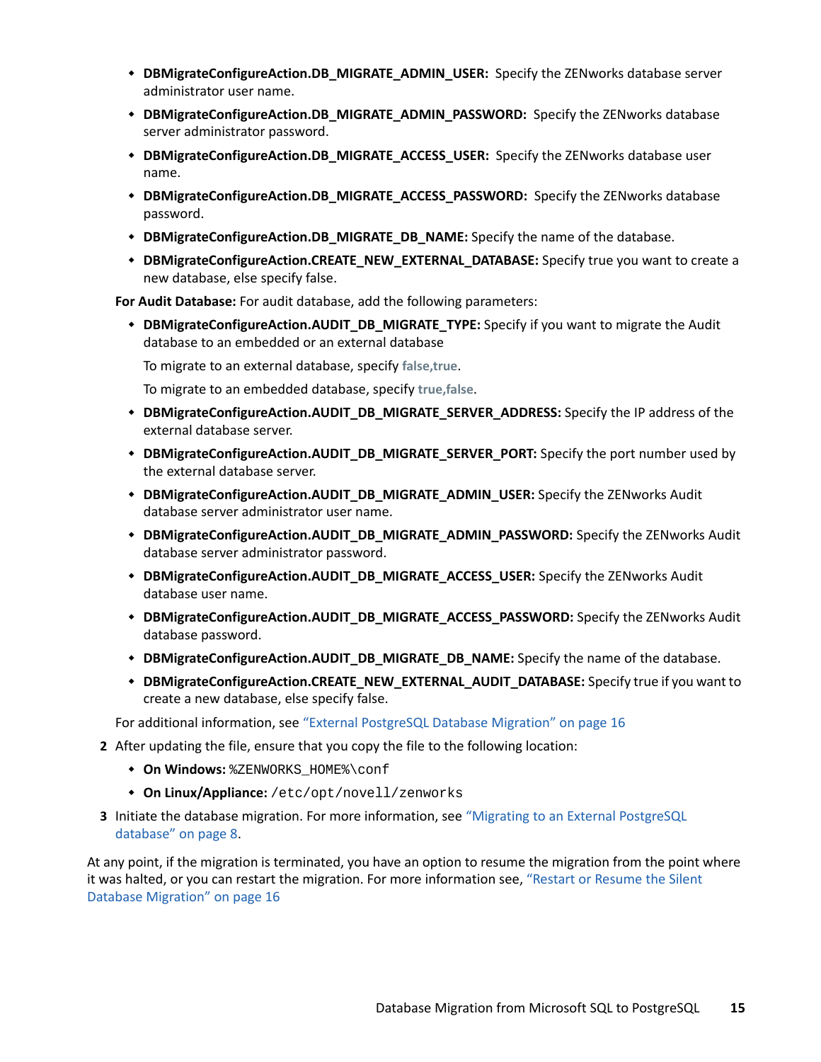- **DBMigrateConfigureAction.DB_MIGRATE_ADMIN_USER:** Specify the ZENworks database server administrator user name.
- **DBMigrateConfigureAction.DB_MIGRATE_ADMIN_PASSWORD:** Specify the ZENworks database server administrator password.
- **DBMigrateConfigureAction.DB_MIGRATE_ACCESS_USER:** Specify the ZENworks database user name.
- **DBMigrateConfigureAction.DB_MIGRATE_ACCESS_PASSWORD:** Specify the ZENworks database password.
- **DBMigrateConfigureAction.DB_MIGRATE_DB_NAME:** Specify the name of the database.
- **DBMigrateConfigureAction.CREATE_NEW_EXTERNAL_DATABASE:** Specify true you want to create a new database, else specify false.

**For Audit Database:** For audit database, add the following parameters:

- **DBMigrateConfigureAction.AUDIT_DB_MIGRATE_TYPE:** Specify if you want to migrate the Audit database to an embedded or an external database

  To migrate to an external database, specify **false,true**.

  To migrate to an embedded database, specify **true,false**.
- **DBMigrateConfigureAction.AUDIT_DB_MIGRATE_SERVER_ADDRESS:** Specify the IP address of the external database server.
- **DBMigrateConfigureAction.AUDIT_DB_MIGRATE_SERVER_PORT:** Specify the port number used by the external database server.
- **DBMigrateConfigureAction.AUDIT_DB_MIGRATE_ADMIN_USER:** Specify the ZENworks Audit database server administrator user name.
- **DBMigrateConfigureAction.AUDIT_DB_MIGRATE_ADMIN_PASSWORD:** Specify the ZENworks Audit database server administrator password.
- **DBMigrateConfigureAction.AUDIT_DB_MIGRATE_ACCESS_USER:** Specify the ZENworks Audit database user name.
- **DBMigrateConfigureAction.AUDIT_DB_MIGRATE_ACCESS_PASSWORD:** Specify the ZENworks Audit database password.
- **DBMigrateConfigureAction.AUDIT_DB_MIGRATE_DB_NAME:** Specify the name of the database.
- **DBMigrateConfigureAction.CREATE_NEW_EXTERNAL_AUDIT_DATABASE:** Specify true if you want to create a new database, else specify false.

For additional information, see "External PostgreSQL Database Migration" on page 16

2. After updating the file, ensure that you copy the file to the following location:
   - **On Windows:** `%ZENWORKS_HOME%\conf`
   - **On Linux/Appliance:** `/etc/opt/novell/zenworks`
3. Initiate the database migration. For more information, see "Migrating to an External PostgreSQL database" on page 8.

At any point, if the migration is terminated, you have an option to resume the migration from the point where it was halted, or you can restart the migration. For more information see, "Restart or Resume the Silent Database Migration" on page 16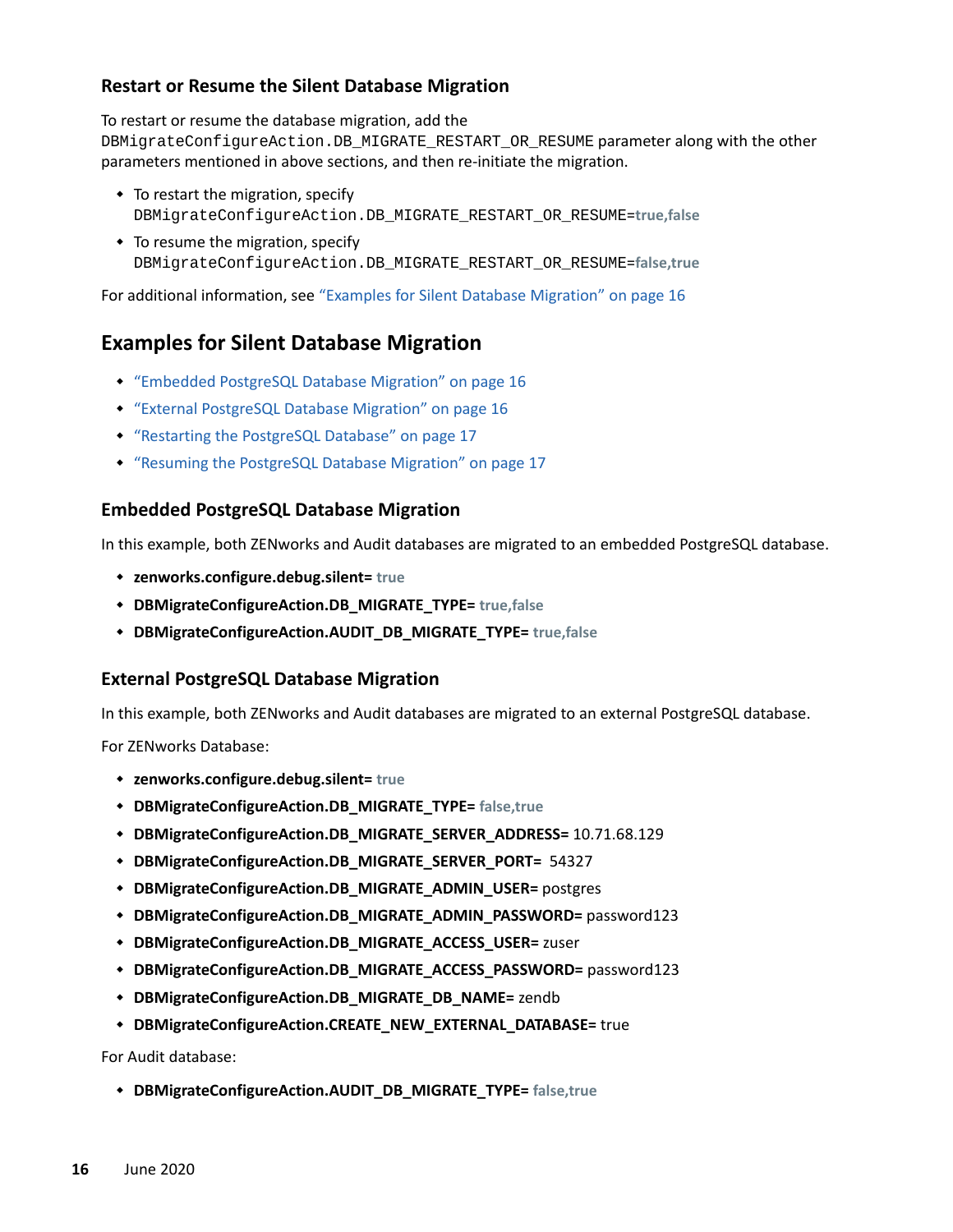### Restart or Resume the Silent Database Migration

To restart or resume the database migration, add the `DBMigrateConfigureAction.DB_MIGRATE_RESTART_OR_RESUME` parameter along with the other parameters mentioned in above sections, and then re-initiate the migration.

- To restart the migration, specify `DBMigrateConfigureAction.DB_MIGRATE_RESTART_OR_RESUME=`**true,false**
- To resume the migration, specify `DBMigrateConfigureAction.DB_MIGRATE_RESTART_OR_RESUME=`**false,true**

For additional information, see "Examples for Silent Database Migration" on page 16

## Examples for Silent Database Migration

- "Embedded PostgreSQL Database Migration" on page 16
- "External PostgreSQL Database Migration" on page 16
- "Restarting the PostgreSQL Database" on page 17
- "Resuming the PostgreSQL Database Migration" on page 17

### Embedded PostgreSQL Database Migration

In this example, both ZENworks and Audit databases are migrated to an embedded PostgreSQL database.

- **zenworks.configure.debug.silent= true**
- **DBMigrateConfigureAction.DB_MIGRATE_TYPE= true,false**
- **DBMigrateConfigureAction.AUDIT_DB_MIGRATE_TYPE= true,false**

### External PostgreSQL Database Migration

In this example, both ZENworks and Audit databases are migrated to an external PostgreSQL database.

For ZENworks Database:

- **zenworks.configure.debug.silent= true**
- **DBMigrateConfigureAction.DB_MIGRATE_TYPE= false,true**
- **DBMigrateConfigureAction.DB_MIGRATE_SERVER_ADDRESS=** 10.71.68.129
- **DBMigrateConfigureAction.DB_MIGRATE_SERVER_PORT=** 54327
- **DBMigrateConfigureAction.DB_MIGRATE_ADMIN_USER=** postgres
- **DBMigrateConfigureAction.DB_MIGRATE_ADMIN_PASSWORD=** password123
- **DBMigrateConfigureAction.DB_MIGRATE_ACCESS_USER=** zuser
- **DBMigrateConfigureAction.DB_MIGRATE_ACCESS_PASSWORD=** password123
- **DBMigrateConfigureAction.DB_MIGRATE_DB_NAME=** zendb
- **DBMigrateConfigureAction.CREATE_NEW_EXTERNAL_DATABASE=** true

For Audit database:

- **DBMigrateConfigureAction.AUDIT_DB_MIGRATE_TYPE= false,true**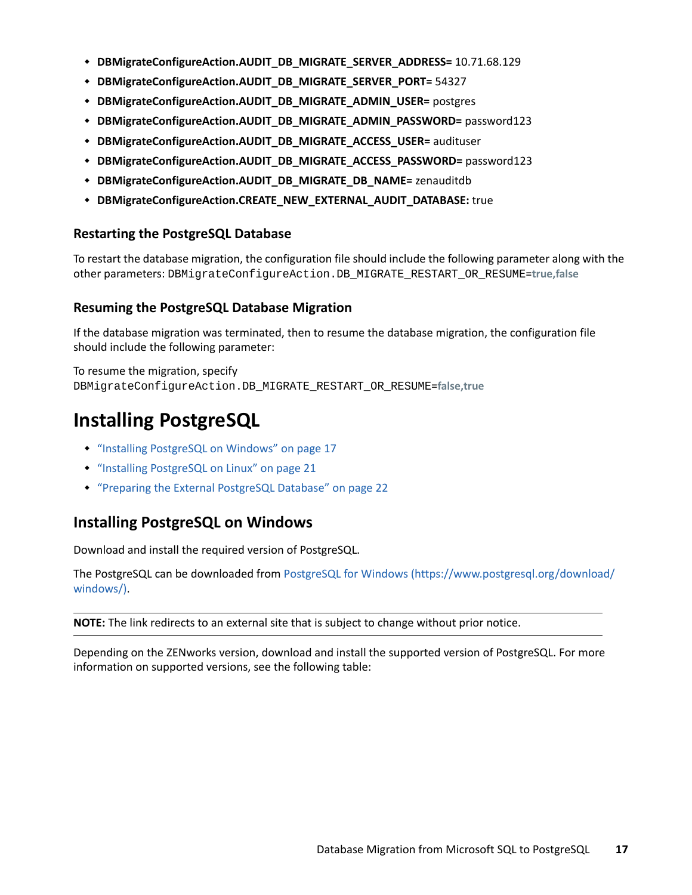- **DBMigrateConfigureAction.AUDIT_DB_MIGRATE_SERVER_ADDRESS=** 10.71.68.129
- **DBMigrateConfigureAction.AUDIT_DB_MIGRATE_SERVER_PORT=** 54327
- **DBMigrateConfigureAction.AUDIT_DB_MIGRATE_ADMIN_USER=** postgres
- **DBMigrateConfigureAction.AUDIT_DB_MIGRATE_ADMIN_PASSWORD=** password123
- **DBMigrateConfigureAction.AUDIT_DB_MIGRATE_ACCESS_USER=** audituser
- **DBMigrateConfigureAction.AUDIT_DB_MIGRATE_ACCESS_PASSWORD=** password123
- **DBMigrateConfigureAction.AUDIT_DB_MIGRATE_DB_NAME=** zenauditdb
- **DBMigrateConfigureAction.CREATE_NEW_EXTERNAL_AUDIT_DATABASE:** true

### Restarting the PostgreSQL Database

To restart the database migration, the configuration file should include the following parameter along with the other parameters: `DBMigrateConfigureAction.DB_MIGRATE_RESTART_OR_RESUME=`**true,false**

### Resuming the PostgreSQL Database Migration

If the database migration was terminated, then to resume the database migration, the configuration file should include the following parameter:

To resume the migration, specify `DBMigrateConfigureAction.DB_MIGRATE_RESTART_OR_RESUME=`**false,true**

## Installing PostgreSQL

- "Installing PostgreSQL on Windows" on page 17
- "Installing PostgreSQL on Linux" on page 21
- "Preparing the External PostgreSQL Database" on page 22

### Installing PostgreSQL on Windows

Download and install the required version of PostgreSQL.

The PostgreSQL can be downloaded from PostgreSQL for Windows (https://www.postgresql.org/download/windows/).

**NOTE:** The link redirects to an external site that is subject to change without prior notice.

Depending on the ZENworks version, download and install the supported version of PostgreSQL. For more information on supported versions, see the following table: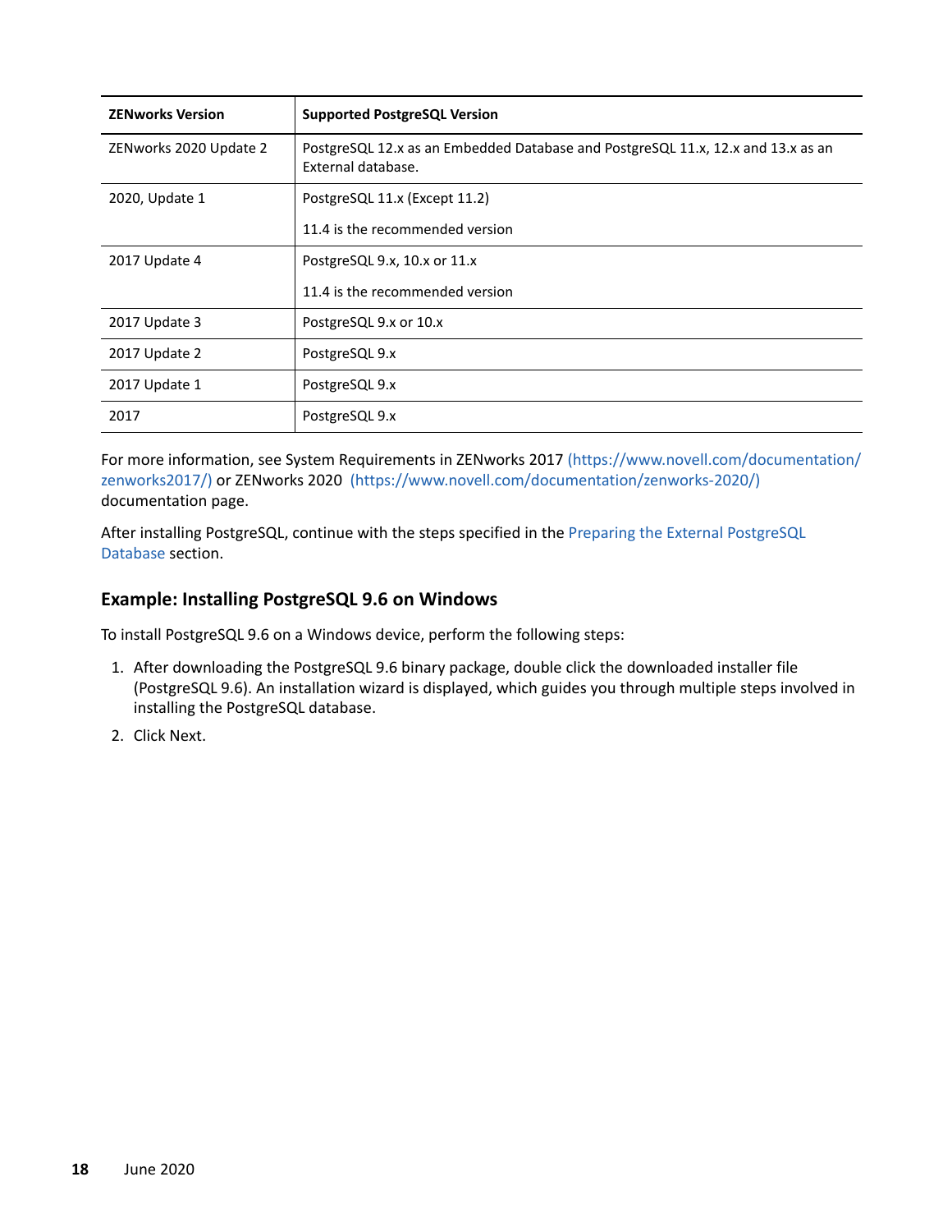| ZENworks Version | Supported PostgreSQL Version |
|---|---|
| ZENworks 2020 Update 2 | PostgreSQL 12.x as an Embedded Database and PostgreSQL 11.x, 12.x and 13.x as an External database. |
| 2020, Update 1 | PostgreSQL 11.x (Except 11.2)<br><br>11.4 is the recommended version |
| 2017 Update 4 | PostgreSQL 9.x, 10.x or 11.x<br><br>11.4 is the recommended version |
| 2017 Update 3 | PostgreSQL 9.x or 10.x |
| 2017 Update 2 | PostgreSQL 9.x |
| 2017 Update 1 | PostgreSQL 9.x |
| 2017 | PostgreSQL 9.x |

For more information, see System Requirements in ZENworks 2017 (https://www.novell.com/documentation/zenworks2017/) or ZENworks 2020 (https://www.novell.com/documentation/zenworks-2020/) documentation page.

After installing PostgreSQL, continue with the steps specified in the Preparing the External PostgreSQL Database section.

### Example: Installing PostgreSQL 9.6 on Windows

To install PostgreSQL 9.6 on a Windows device, perform the following steps:

1. After downloading the PostgreSQL 9.6 binary package, double click the downloaded installer file (PostgreSQL 9.6). An installation wizard is displayed, which guides you through multiple steps involved in installing the PostgreSQL database.
2. Click Next.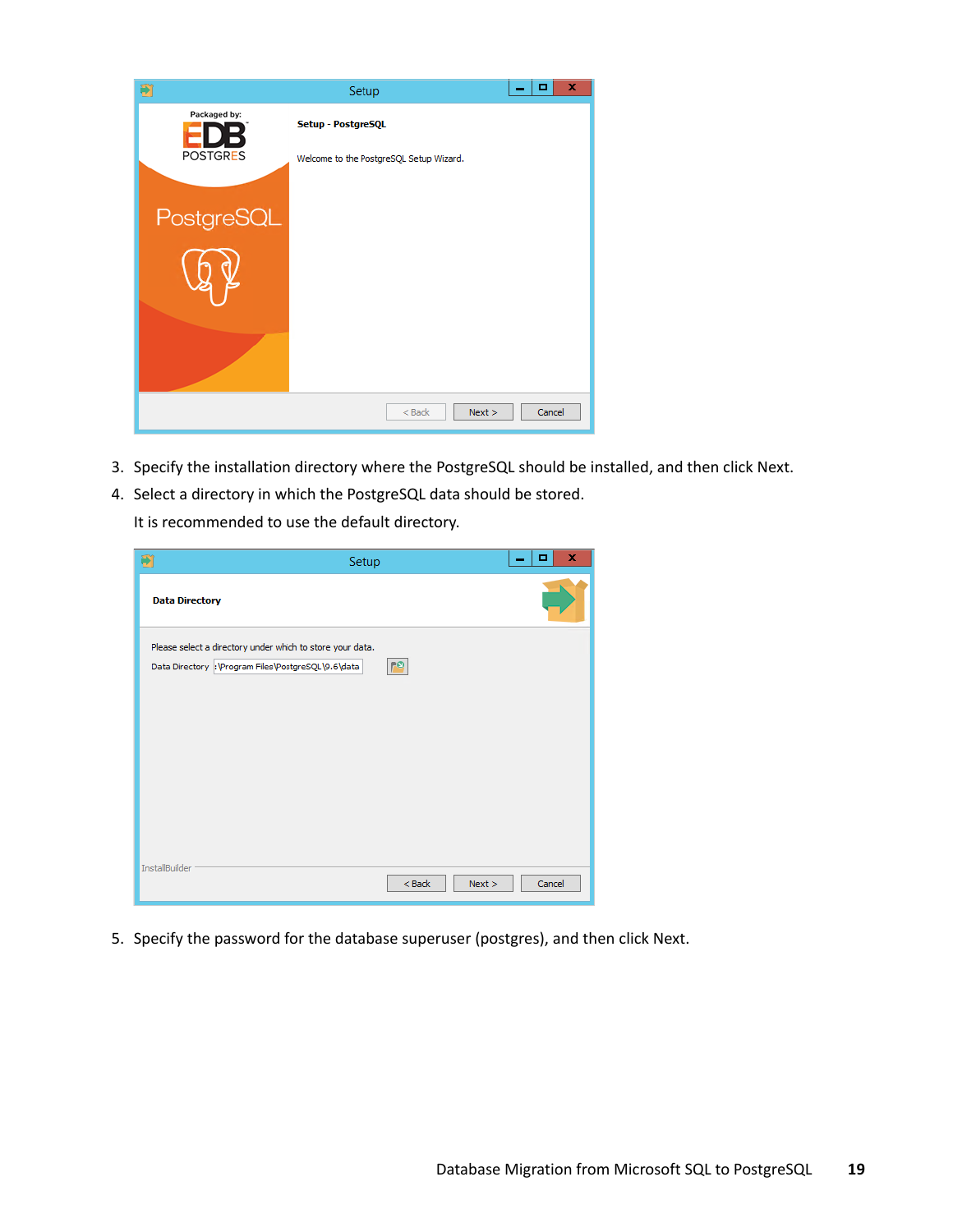3. Specify the installation directory where the PostgreSQL should be installed, and then click Next.
4. Select a directory in which the PostgreSQL data should be stored.

   It is recommended to use the default directory.

5. Specify the password for the database superuser (postgres), and then click Next.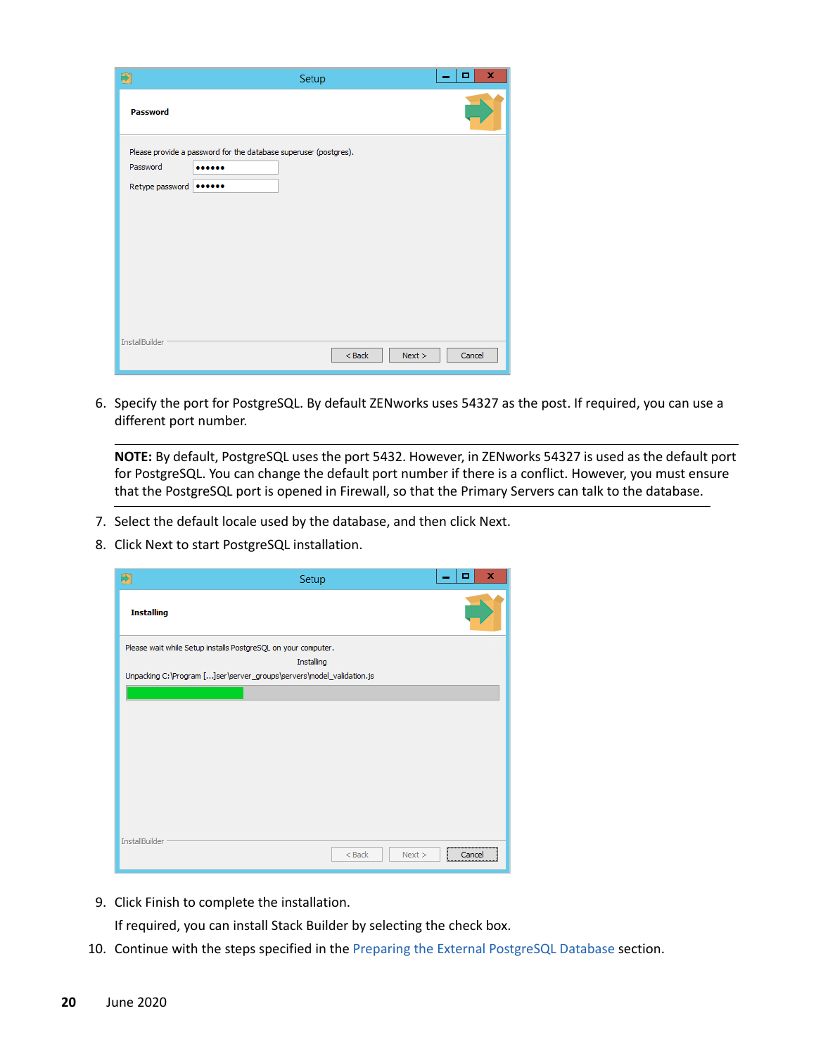6. Specify the port for PostgreSQL. By default ZENworks uses 54327 as the post. If required, you can use a different port number.

---

**NOTE:** By default, PostgreSQL uses the port 5432. However, in ZENworks 54327 is used as the default port for PostgreSQL. You can change the default port number if there is a conflict. However, you must ensure that the PostgreSQL port is opened in Firewall, so that the Primary Servers can talk to the database.

---

7. Select the default locale used by the database, and then click Next.
8. Click Next to start PostgreSQL installation.
9. Click Finish to complete the installation.

   If required, you can install Stack Builder by selecting the check box.
10. Continue with the steps specified in the Preparing the External PostgreSQL Database section.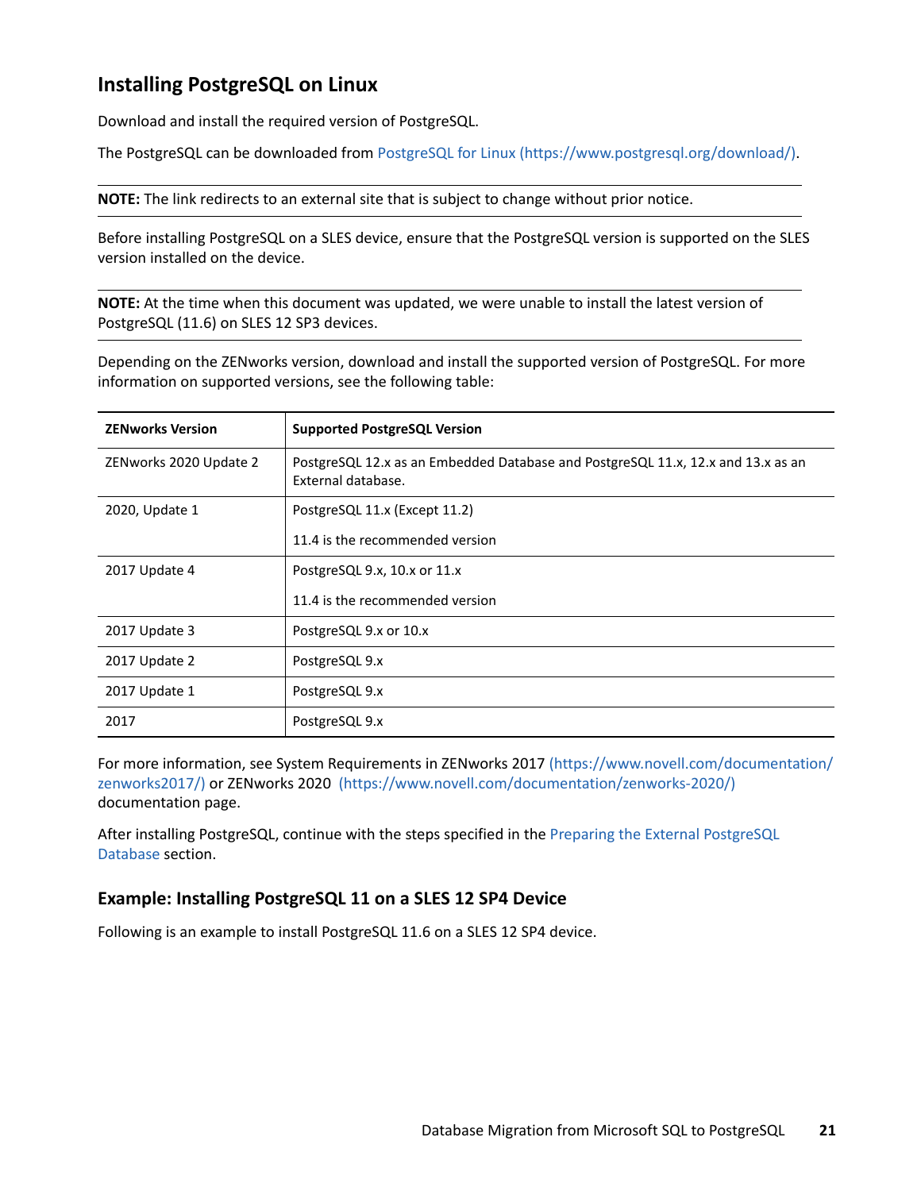## Installing PostgreSQL on Linux

Download and install the required version of PostgreSQL.

The PostgreSQL can be downloaded from PostgreSQL for Linux (https://www.postgresql.org/download/).

**NOTE:** The link redirects to an external site that is subject to change without prior notice.

Before installing PostgreSQL on a SLES device, ensure that the PostgreSQL version is supported on the SLES version installed on the device.

**NOTE:** At the time when this document was updated, we were unable to install the latest version of PostgreSQL (11.6) on SLES 12 SP3 devices.

Depending on the ZENworks version, download and install the supported version of PostgreSQL. For more information on supported versions, see the following table:

| ZENworks Version | Supported PostgreSQL Version |
|---|---|
| ZENworks 2020 Update 2 | PostgreSQL 12.x as an Embedded Database and PostgreSQL 11.x, 12.x and 13.x as an External database. |
| 2020, Update 1 | PostgreSQL 11.x (Except 11.2)<br><br>11.4 is the recommended version |
| 2017 Update 4 | PostgreSQL 9.x, 10.x or 11.x<br><br>11.4 is the recommended version |
| 2017 Update 3 | PostgreSQL 9.x or 10.x |
| 2017 Update 2 | PostgreSQL 9.x |
| 2017 Update 1 | PostgreSQL 9.x |
| 2017 | PostgreSQL 9.x |

For more information, see System Requirements in ZENworks 2017 (https://www.novell.com/documentation/zenworks2017/) or ZENworks 2020 (https://www.novell.com/documentation/zenworks-2020/) documentation page.

After installing PostgreSQL, continue with the steps specified in the Preparing the External PostgreSQL Database section.

### Example: Installing PostgreSQL 11 on a SLES 12 SP4 Device

Following is an example to install PostgreSQL 11.6 on a SLES 12 SP4 device.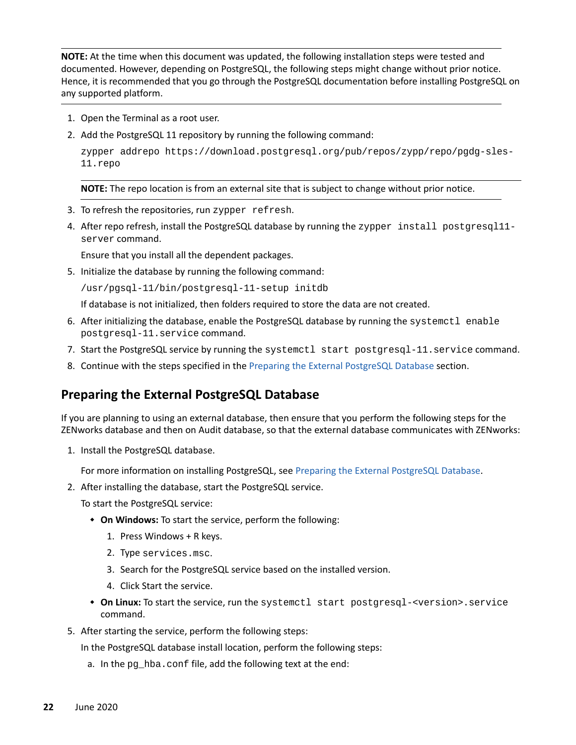**NOTE:** At the time when this document was updated, the following installation steps were tested and documented. However, depending on PostgreSQL, the following steps might change without prior notice. Hence, it is recommended that you go through the PostgreSQL documentation before installing PostgreSQL on any supported platform.

1. Open the Terminal as a root user.
2. Add the PostgreSQL 11 repository by running the following command:

   ```
   zypper addrepo https://download.postgresql.org/pub/repos/zypp/repo/pgdg-sles-11.repo
   ```

   **NOTE:** The repo location is from an external site that is subject to change without prior notice.

3. To refresh the repositories, run `zypper refresh`.
4. After repo refresh, install the PostgreSQL database by running the `zypper install postgresql11-server` command.

   Ensure that you install all the dependent packages.

5. Initialize the database by running the following command:

   ```
   /usr/pgsql-11/bin/postgresql-11-setup initdb
   ```

   If database is not initialized, then folders required to store the data are not created.

6. After initializing the database, enable the PostgreSQL database by running the `systemctl enable postgresql-11.service` command.
7. Start the PostgreSQL service by running the `systemctl start postgresql-11.service` command.
8. Continue with the steps specified in the Preparing the External PostgreSQL Database section.

## Preparing the External PostgreSQL Database

If you are planning to using an external database, then ensure that you perform the following steps for the ZENworks database and then on Audit database, so that the external database communicates with ZENworks:

1. Install the PostgreSQL database.

   For more information on installing PostgreSQL, see Preparing the External PostgreSQL Database.

2. After installing the database, start the PostgreSQL service.

   To start the PostgreSQL service:

   - **On Windows:** To start the service, perform the following:
     1. Press Windows + R keys.
     2. Type `services.msc`.
     3. Search for the PostgreSQL service based on the installed version.
     4. Click Start the service.
   - **On Linux:** To start the service, run the `systemctl start postgresql-<version>.service` command.

5. After starting the service, perform the following steps:

   In the PostgreSQL database install location, perform the following steps:

   a. In the `pg_hba.conf` file, add the following text at the end: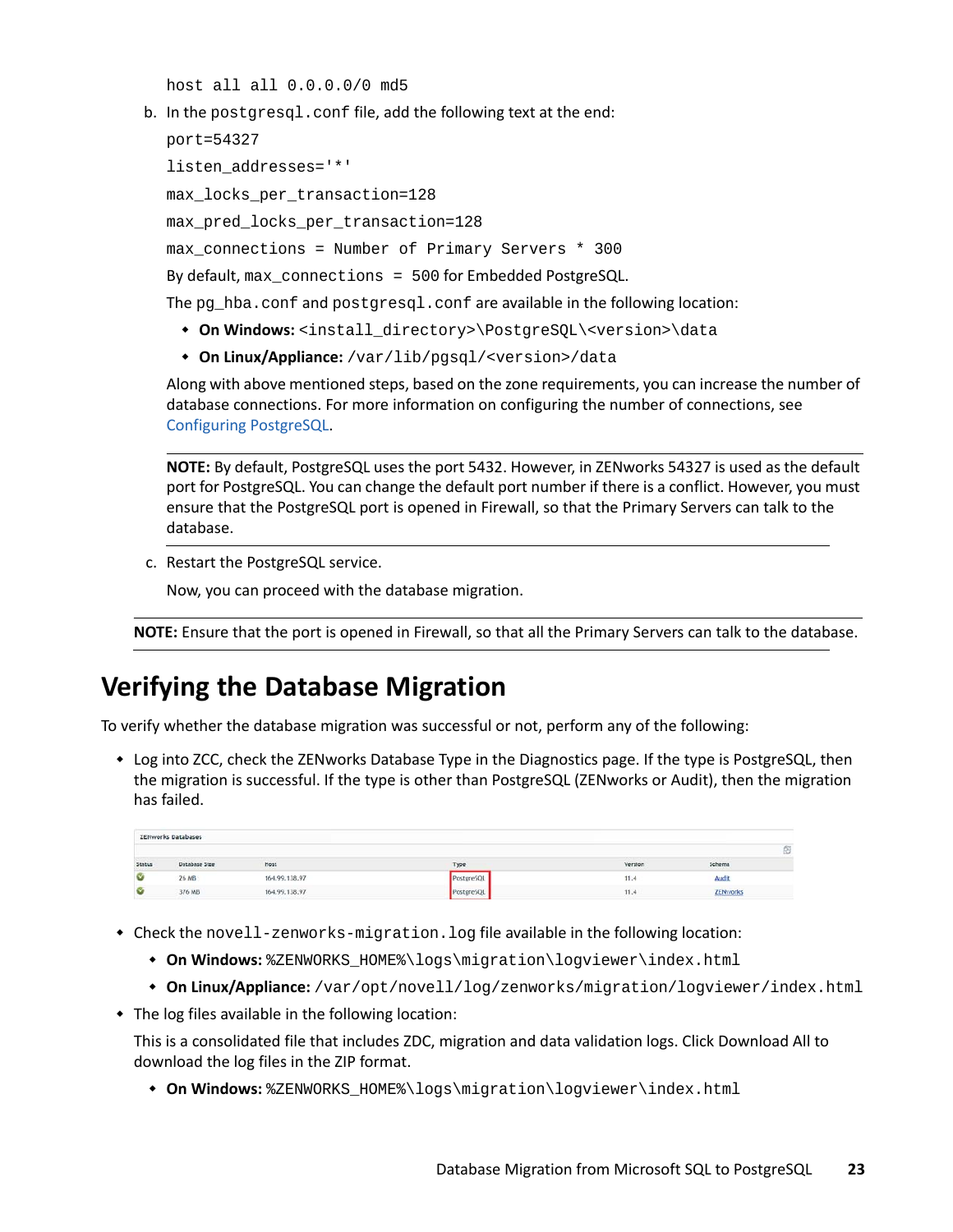```
host all all 0.0.0.0/0 md5
```

b. In the `postgresql.conf` file, add the following text at the end:

```
port=54327
listen_addresses='*'
max_locks_per_transaction=128
max_pred_locks_per_transaction=128
max_connections = Number of Primary Servers * 300
```

By default, `max_connections = 500` for Embedded PostgreSQL.

The `pg_hba.conf` and `postgresql.conf` are available in the following location:

- **On Windows:** `<install_directory>\PostgreSQL\<version>\data`
- **On Linux/Appliance:** `/var/lib/pgsql/<version>/data`

Along with above mentioned steps, based on the zone requirements, you can increase the number of database connections. For more information on configuring the number of connections, see Configuring PostgreSQL.

---

**NOTE:** By default, PostgreSQL uses the port 5432. However, in ZENworks 54327 is used as the default port for PostgreSQL. You can change the default port number if there is a conflict. However, you must ensure that the PostgreSQL port is opened in Firewall, so that the Primary Servers can talk to the database.

---

c. Restart the PostgreSQL service.

Now, you can proceed with the database migration.

---

**NOTE:** Ensure that the port is opened in Firewall, so that all the Primary Servers can talk to the database.

---

## Verifying the Database Migration

To verify whether the database migration was successful or not, perform any of the following:

- Log into ZCC, check the ZENworks Database Type in the Diagnostics page. If the type is PostgreSQL, then the migration is successful. If the type is other than PostgreSQL (ZENworks or Audit), then the migration has failed.

ZENworks Databases

| Status | Database Size | Host | Type | Version | Schema |
|---|---|---|---|---|---|
| ✓ | 26 MB | 164.99.138.97 | PostgreSQL | 11.4 | Audit |
| ✓ | 376 MB | 164.99.138.97 | PostgreSQL | 11.4 | ZENworks |

- Check the `novell-zenworks-migration.log` file available in the following location:
  - **On Windows:** `%ZENWORKS_HOME%\logs\migration\logviewer\index.html`
  - **On Linux/Appliance:** `/var/opt/novell/log/zenworks/migration/logviewer/index.html`
- The log files available in the following location:

  This is a consolidated file that includes ZDC, migration and data validation logs. Click Download All to download the log files in the ZIP format.

  - **On Windows:** `%ZENWORKS_HOME%\logs\migration\logviewer\index.html`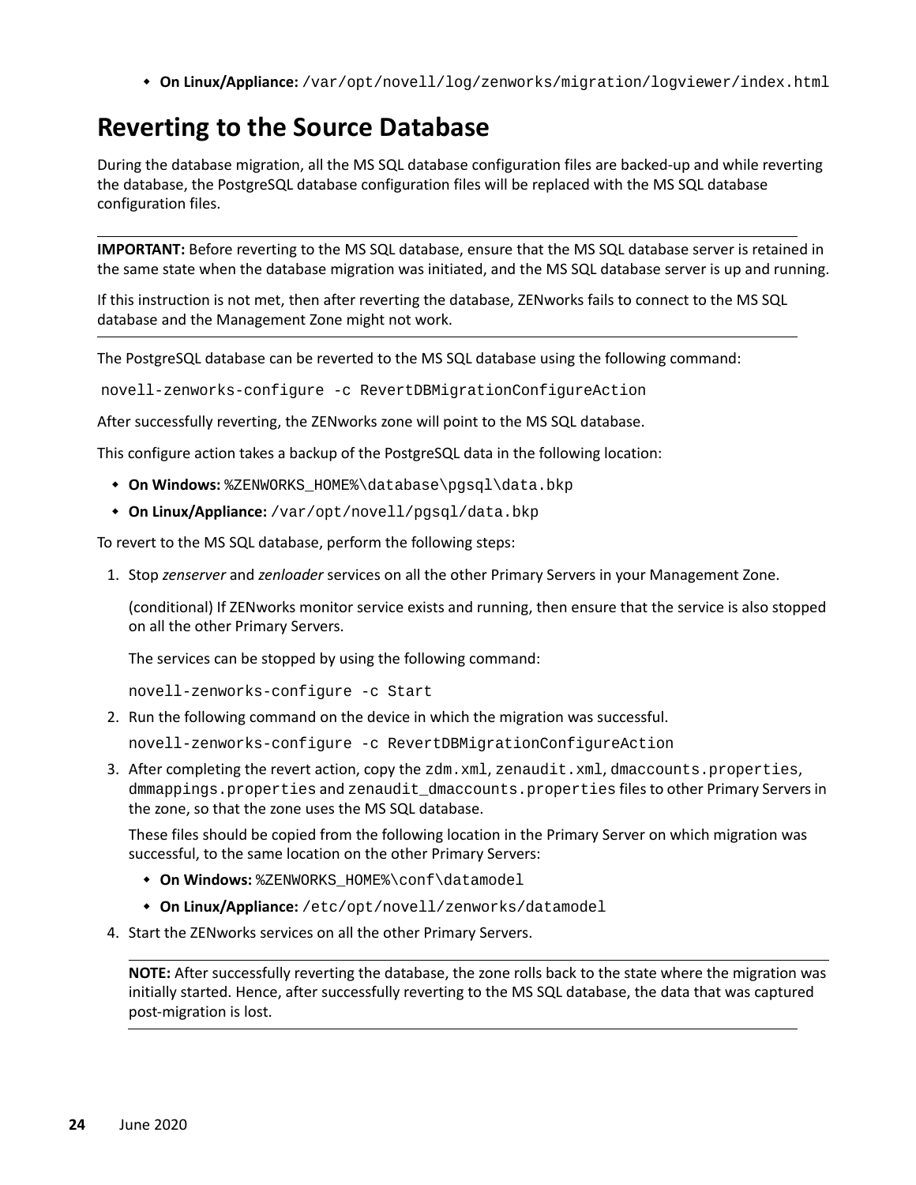- **On Linux/Appliance:** `/var/opt/novell/log/zenworks/migration/logviewer/index.html`

## Reverting to the Source Database

During the database migration, all the MS SQL database configuration files are backed-up and while reverting the database, the PostgreSQL database configuration files will be replaced with the MS SQL database configuration files.

---

**IMPORTANT:** Before reverting to the MS SQL database, ensure that the MS SQL database server is retained in the same state when the database migration was initiated, and the MS SQL database server is up and running.

If this instruction is not met, then after reverting the database, ZENworks fails to connect to the MS SQL database and the Management Zone might not work.

---

The PostgreSQL database can be reverted to the MS SQL database using the following command:

```
novell-zenworks-configure -c RevertDBMigrationConfigureAction
```

After successfully reverting, the ZENworks zone will point to the MS SQL database.

This configure action takes a backup of the PostgreSQL data in the following location:

- **On Windows:** `%ZENWORKS_HOME%\database\pgsql\data.bkp`
- **On Linux/Appliance:** `/var/opt/novell/pgsql/data.bkp`

To revert to the MS SQL database, perform the following steps:

1. Stop *zenserver* and *zenloader* services on all the other Primary Servers in your Management Zone.

   (conditional) If ZENworks monitor service exists and running, then ensure that the service is also stopped on all the other Primary Servers.

   The services can be stopped by using the following command:

   ```
   novell-zenworks-configure -c Start
   ```

2. Run the following command on the device in which the migration was successful.

   ```
   novell-zenworks-configure -c RevertDBMigrationConfigureAction
   ```

3. After completing the revert action, copy the `zdm.xml`, `zenaudit.xml`, `dmaccounts.properties`, `dmmappings.properties` and `zenaudit_dmaccounts.properties` files to other Primary Servers in the zone, so that the zone uses the MS SQL database.

   These files should be copied from the following location in the Primary Server on which migration was successful, to the same location on the other Primary Servers:

   - **On Windows:** `%ZENWORKS_HOME%\conf\datamodel`
   - **On Linux/Appliance:** `/etc/opt/novell/zenworks/datamodel`

4. Start the ZENworks services on all the other Primary Servers.

---

**NOTE:** After successfully reverting the database, the zone rolls back to the state where the migration was initially started. Hence, after successfully reverting to the MS SQL database, the data that was captured post-migration is lost.

---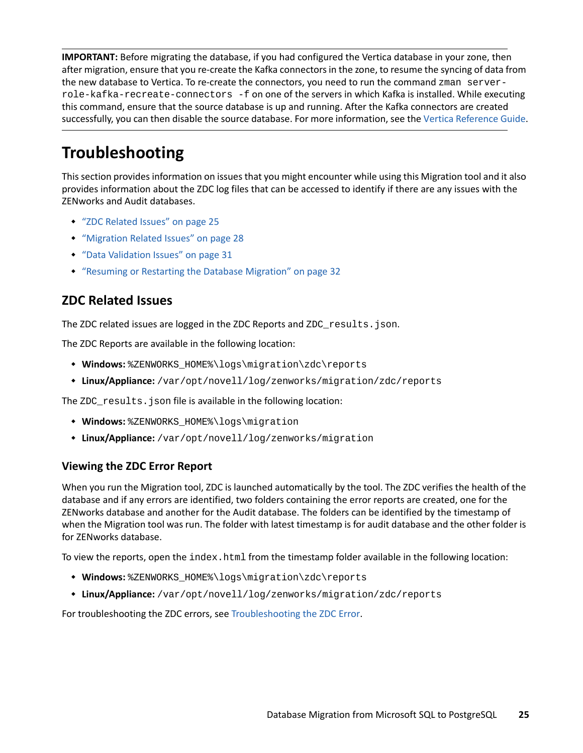**IMPORTANT:** Before migrating the database, if you had configured the Vertica database in your zone, then after migration, ensure that you re-create the Kafka connectors in the zone, to resume the syncing of data from the new database to Vertica. To re-create the connectors, you need to run the command `zman server-role-kafka-recreate-connectors -f` on one of the servers in which Kafka is installed. While executing this command, ensure that the source database is up and running. After the Kafka connectors are created successfully, you can then disable the source database. For more information, see the Vertica Reference Guide.

# Troubleshooting

This section provides information on issues that you might encounter while using this Migration tool and it also provides information about the ZDC log files that can be accessed to identify if there are any issues with the ZENworks and Audit databases.

- "ZDC Related Issues" on page 25
- "Migration Related Issues" on page 28
- "Data Validation Issues" on page 31
- "Resuming or Restarting the Database Migration" on page 32

## ZDC Related Issues

The ZDC related issues are logged in the ZDC Reports and `ZDC_results.json`.

The ZDC Reports are available in the following location:

- **Windows:** `%ZENWORKS_HOME%\logs\migration\zdc\reports`
- **Linux/Appliance:** `/var/opt/novell/log/zenworks/migration/zdc/reports`

The `ZDC_results.json` file is available in the following location:

- **Windows:** `%ZENWORKS_HOME%\logs\migration`
- **Linux/Appliance:** `/var/opt/novell/log/zenworks/migration`

### Viewing the ZDC Error Report

When you run the Migration tool, ZDC is launched automatically by the tool. The ZDC verifies the health of the database and if any errors are identified, two folders containing the error reports are created, one for the ZENworks database and another for the Audit database. The folders can be identified by the timestamp of when the Migration tool was run. The folder with latest timestamp is for audit database and the other folder is for ZENworks database.

To view the reports, open the `index.html` from the timestamp folder available in the following location:

- **Windows:** `%ZENWORKS_HOME%\logs\migration\zdc\reports`
- **Linux/Appliance:** `/var/opt/novell/log/zenworks/migration/zdc/reports`

For troubleshooting the ZDC errors, see Troubleshooting the ZDC Error.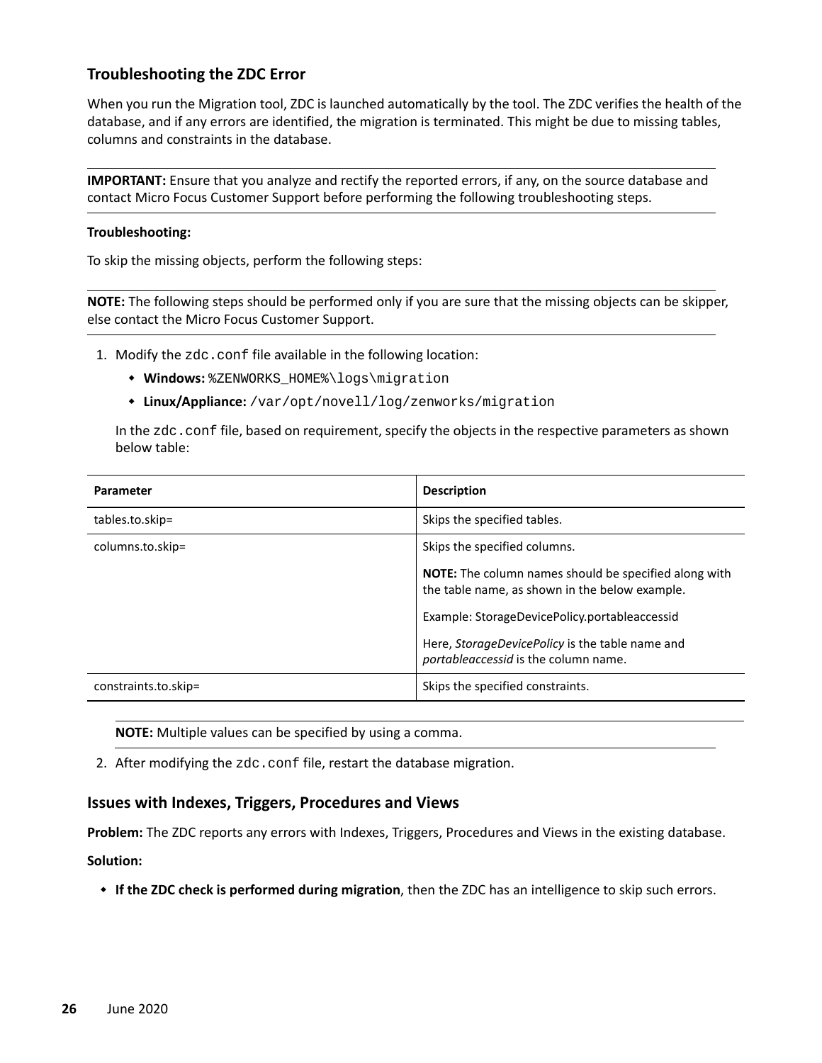### Troubleshooting the ZDC Error

When you run the Migration tool, ZDC is launched automatically by the tool. The ZDC verifies the health of the database, and if any errors are identified, the migration is terminated. This might be due to missing tables, columns and constraints in the database.

---

**IMPORTANT:** Ensure that you analyze and rectify the reported errors, if any, on the source database and contact Micro Focus Customer Support before performing the following troubleshooting steps.

---

**Troubleshooting:**

To skip the missing objects, perform the following steps:

---

**NOTE:** The following steps should be performed only if you are sure that the missing objects can be skipper, else contact the Micro Focus Customer Support.

---

1. Modify the `zdc.conf` file available in the following location:
   - **Windows:** `%ZENWORKS_HOME%\logs\migration`
   - **Linux/Appliance:** `/var/opt/novell/log/zenworks/migration`

   In the `zdc.conf` file, based on requirement, specify the objects in the respective parameters as shown below table:

| Parameter | Description |
| --- | --- |
| tables.to.skip= | Skips the specified tables. |
| columns.to.skip= | Skips the specified columns.<br><br>**NOTE:** The column names should be specified along with the table name, as shown in the below example.<br><br>Example: StorageDevicePolicy.portableaccessid<br><br>Here, *StorageDevicePolicy* is the table name and *portableaccessid* is the column name. |
| constraints.to.skip= | Skips the specified constraints. |

   ---

   **NOTE:** Multiple values can be specified by using a comma.

   ---

2. After modifying the `zdc.conf` file, restart the database migration.

### Issues with Indexes, Triggers, Procedures and Views

**Problem:** The ZDC reports any errors with Indexes, Triggers, Procedures and Views in the existing database.

**Solution:**

- **If the ZDC check is performed during migration**, then the ZDC has an intelligence to skip such errors.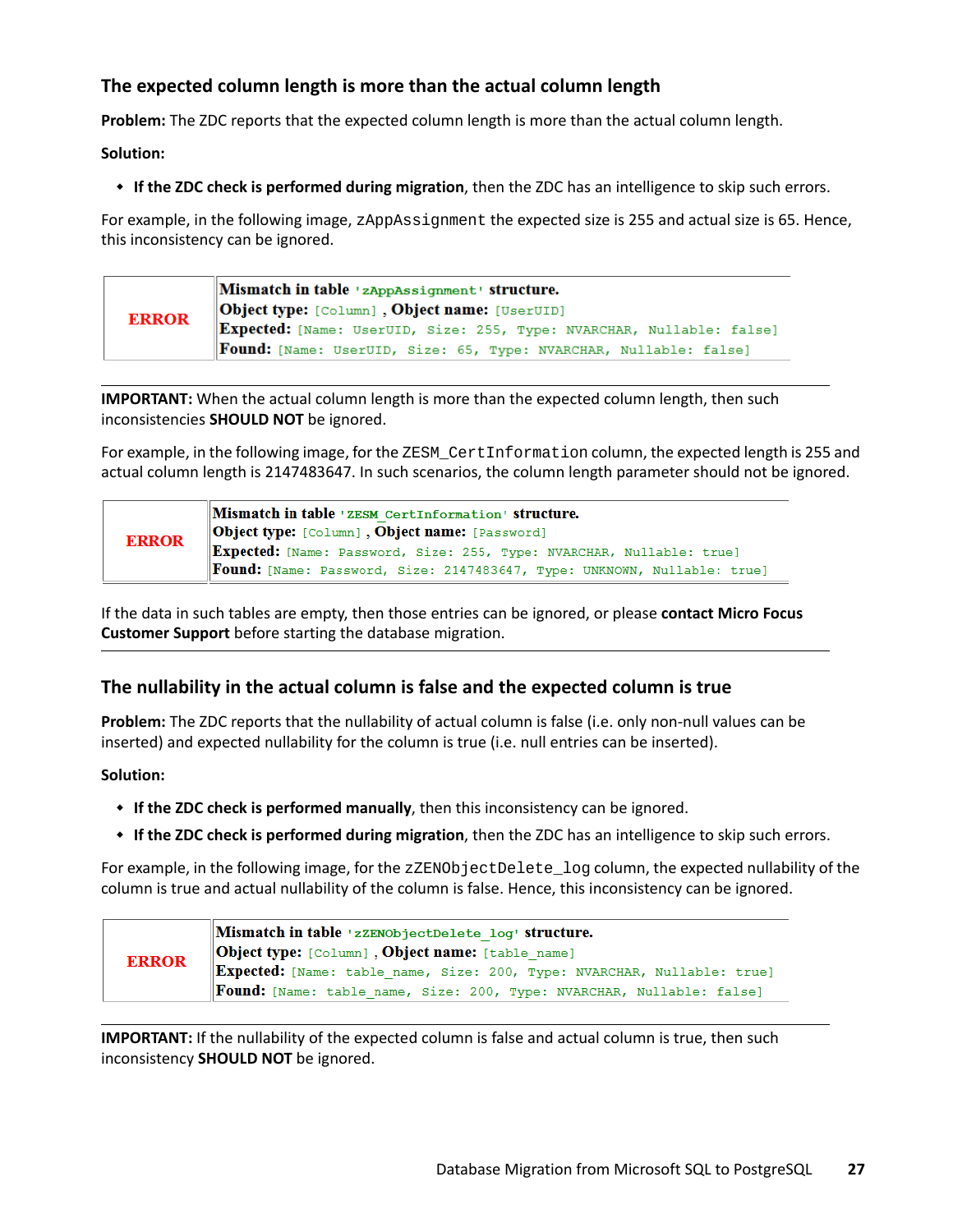### The expected column length is more than the actual column length

**Problem:** The ZDC reports that the expected column length is more than the actual column length.

**Solution:**

- **If the ZDC check is performed during migration**, then the ZDC has an intelligence to skip such errors.

For example, in the following image, zAppAssignment the expected size is 255 and actual size is 65. Hence, this inconsistency can be ignored.

| ERROR | **Mismatch in table** 'zAppAssignment' **structure.**<br>**Object type:** [Column] , **Object name:** [UserUID]<br>**Expected:** [Name: UserUID, Size: 255, Type: NVARCHAR, Nullable: false]<br>**Found:** [Name: UserUID, Size: 65, Type: NVARCHAR, Nullable: false] |
|---|---|

---

**IMPORTANT:** When the actual column length is more than the expected column length, then such inconsistencies **SHOULD NOT** be ignored.

For example, in the following image, for the ZESM_CertInformation column, the expected length is 255 and actual column length is 2147483647. In such scenarios, the column length parameter should not be ignored.

| ERROR | **Mismatch in table** 'ZESM_CertInformation' **structure.**<br>**Object type:** [Column] , **Object name:** [Password]<br>**Expected:** [Name: Password, Size: 255, Type: NVARCHAR, Nullable: true]<br>**Found:** [Name: Password, Size: 2147483647, Type: UNKNOWN, Nullable: true] |
|---|---|

If the data in such tables are empty, then those entries can be ignored, or please **contact Micro Focus Customer Support** before starting the database migration.

---

### The nullability in the actual column is false and the expected column is true

**Problem:** The ZDC reports that the nullability of actual column is false (i.e. only non-null values can be inserted) and expected nullability for the column is true (i.e. null entries can be inserted).

**Solution:**

- **If the ZDC check is performed manually**, then this inconsistency can be ignored.
- **If the ZDC check is performed during migration**, then the ZDC has an intelligence to skip such errors.

For example, in the following image, for the zZENObjectDelete_log column, the expected nullability of the column is true and actual nullability of the column is false. Hence, this inconsistency can be ignored.

| ERROR | **Mismatch in table** 'zZENObjectDelete_log' **structure.**<br>**Object type:** [Column] , **Object name:** [table_name]<br>**Expected:** [Name: table_name, Size: 200, Type: NVARCHAR, Nullable: true]<br>**Found:** [Name: table_name, Size: 200, Type: NVARCHAR, Nullable: false] |
|---|---|

---

**IMPORTANT:** If the nullability of the expected column is false and actual column is true, then such inconsistency **SHOULD NOT** be ignored.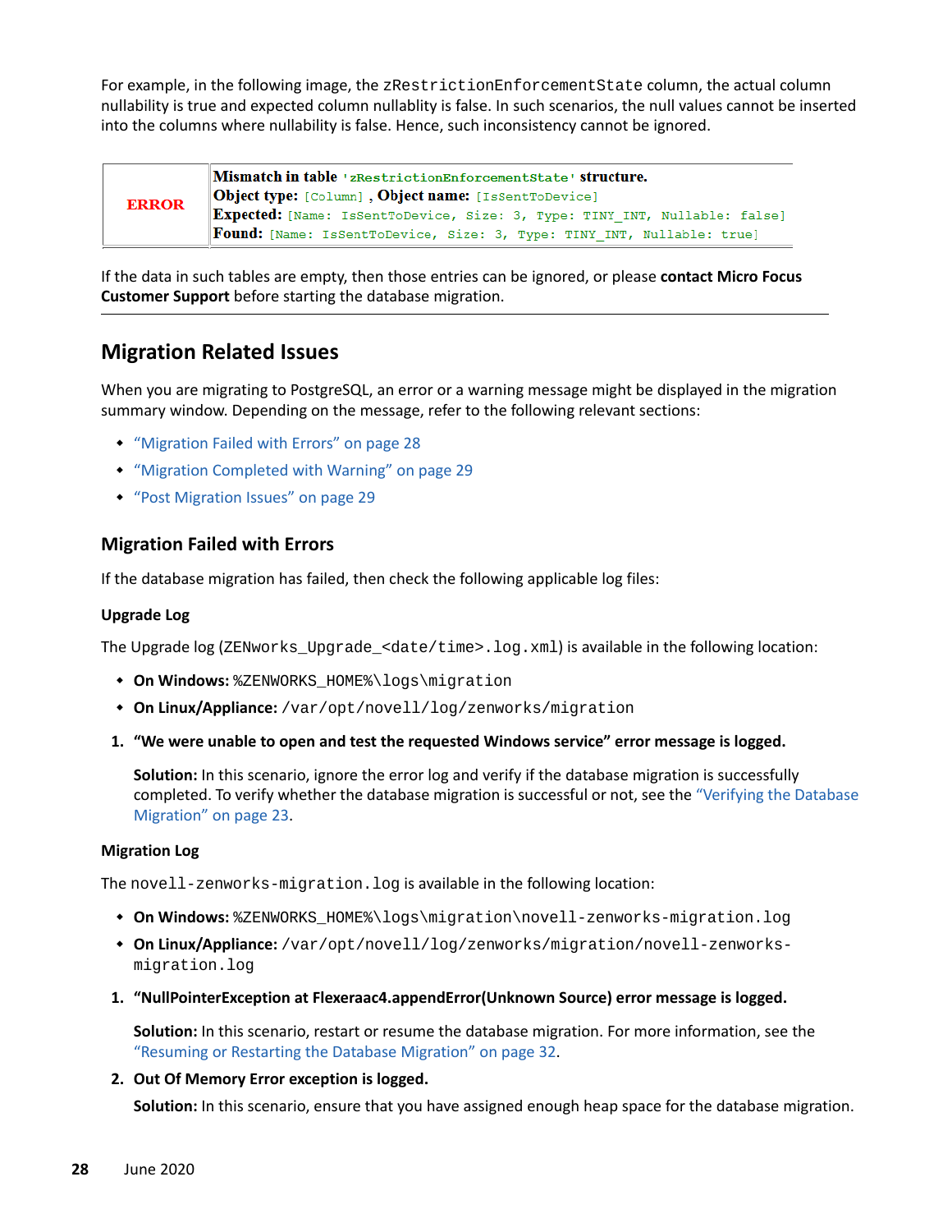For example, in the following image, the `zRestrictionEnforcementState` column, the actual column nullability is true and expected column nullablity is false. In such scenarios, the null values cannot be inserted into the columns where nullability is false. Hence, such inconsistency cannot be ignored.

| ERROR | **Mismatch in table** `'zRestrictionEnforcementState'` **structure.**<br>**Object type:** `[Column]` , **Object name:** `[IsSentToDevice]`<br>**Expected:** `[Name: IsSentToDevice, Size: 3, Type: TINY_INT, Nullable: false]`<br>**Found:** `[Name: IsSentToDevice, Size: 3, Type: TINY_INT, Nullable: true]` |
|---|---|

If the data in such tables are empty, then those entries can be ignored, or please **contact Micro Focus Customer Support** before starting the database migration.

## Migration Related Issues

When you are migrating to PostgreSQL, an error or a warning message might be displayed in the migration summary window. Depending on the message, refer to the following relevant sections:

- "Migration Failed with Errors" on page 28
- "Migration Completed with Warning" on page 29
- "Post Migration Issues" on page 29

### Migration Failed with Errors

If the database migration has failed, then check the following applicable log files:

#### Upgrade Log

The Upgrade log (`ZENworks_Upgrade_<date/time>.log.xml`) is available in the following location:

- **On Windows:** `%ZENWORKS_HOME%\logs\migration`
- **On Linux/Appliance:** `/var/opt/novell/log/zenworks/migration`

1. **"We were unable to open and test the requested Windows service" error message is logged.**

   **Solution:** In this scenario, ignore the error log and verify if the database migration is successfully completed. To verify whether the database migration is successful or not, see the "Verifying the Database Migration" on page 23.

#### Migration Log

The `novell-zenworks-migration.log` is available in the following location:

- **On Windows:** `%ZENWORKS_HOME%\logs\migration\novell-zenworks-migration.log`
- **On Linux/Appliance:** `/var/opt/novell/log/zenworks/migration/novell-zenworks-migration.log`

1. **"NullPointerException at Flexeraac4.appendError(Unknown Source) error message is logged.**

   **Solution:** In this scenario, restart or resume the database migration. For more information, see the "Resuming or Restarting the Database Migration" on page 32.

2. **Out Of Memory Error exception is logged.**

   **Solution:** In this scenario, ensure that you have assigned enough heap space for the database migration.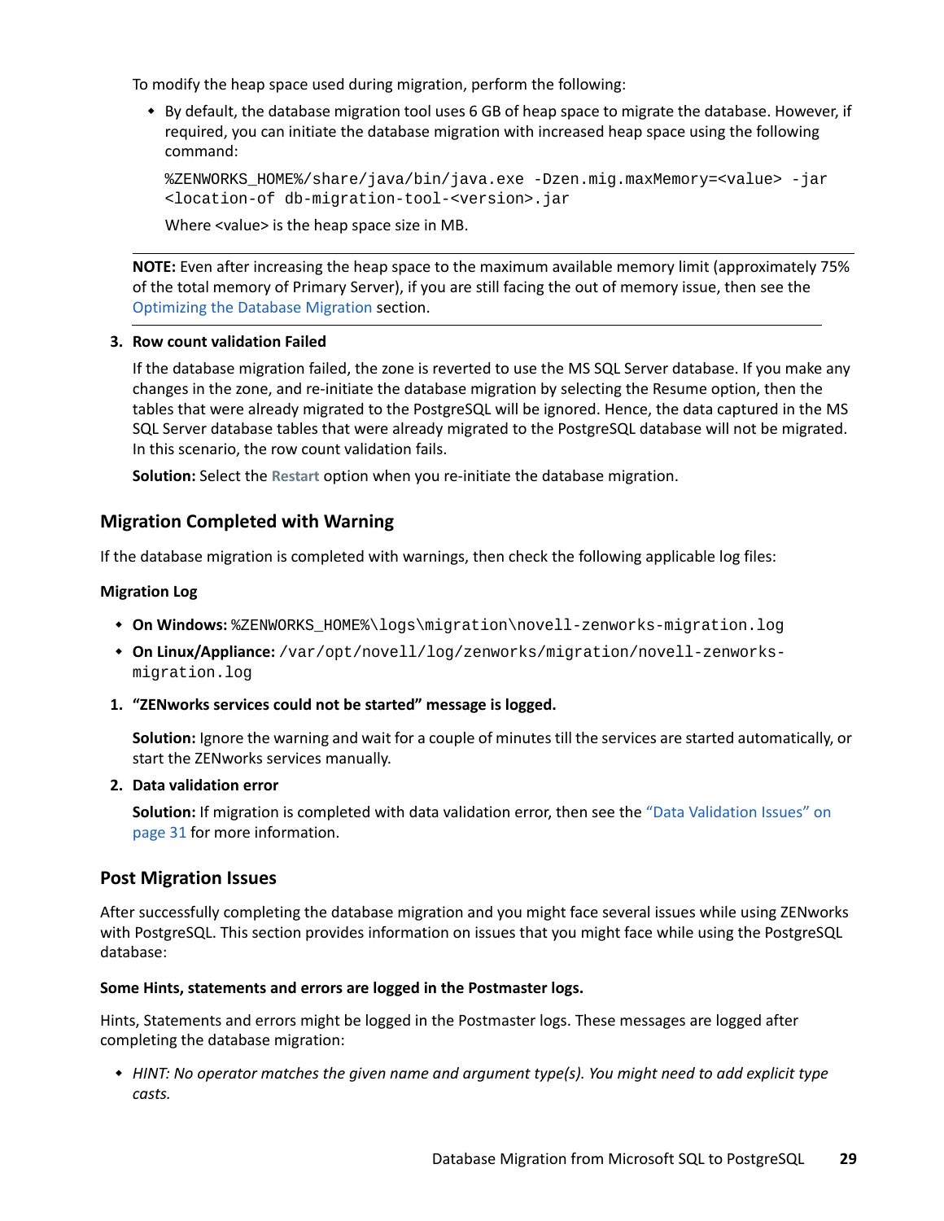To modify the heap space used during migration, perform the following:

- By default, the database migration tool uses 6 GB of heap space to migrate the database. However, if required, you can initiate the database migration with increased heap space using the following command:

  ```
  %ZENWORKS_HOME%/share/java/bin/java.exe -Dzen.mig.maxMemory=<value> -jar
  <location-of db-migration-tool-<version>.jar
  ```

  Where <value> is the heap space size in MB.

---

**NOTE:** Even after increasing the heap space to the maximum available memory limit (approximately 75% of the total memory of Primary Server), if you are still facing the out of memory issue, then see the Optimizing the Database Migration section.

---

3. **Row count validation Failed**

   If the database migration failed, the zone is reverted to use the MS SQL Server database. If you make any changes in the zone, and re-initiate the database migration by selecting the Resume option, then the tables that were already migrated to the PostgreSQL will be ignored. Hence, the data captured in the MS SQL Server database tables that were already migrated to the PostgreSQL database will not be migrated. In this scenario, the row count validation fails.

   **Solution:** Select the **Restart** option when you re-initiate the database migration.

## Migration Completed with Warning

If the database migration is completed with warnings, then check the following applicable log files:

### Migration Log

- **On Windows:** `%ZENWORKS_HOME%\logs\migration\novell-zenworks-migration.log`
- **On Linux/Appliance:** `/var/opt/novell/log/zenworks/migration/novell-zenworks-migration.log`

1. **"ZENworks services could not be started" message is logged.**

   **Solution:** Ignore the warning and wait for a couple of minutes till the services are started automatically, or start the ZENworks services manually.

2. **Data validation error**

   **Solution:** If migration is completed with data validation error, then see the "Data Validation Issues" on page 31 for more information.

## Post Migration Issues

After successfully completing the database migration and you might face several issues while using ZENworks with PostgreSQL. This section provides information on issues that you might face while using the PostgreSQL database:

### Some Hints, statements and errors are logged in the Postmaster logs.

Hints, Statements and errors might be logged in the Postmaster logs. These messages are logged after completing the database migration:

- *HINT: No operator matches the given name and argument type(s). You might need to add explicit type casts.*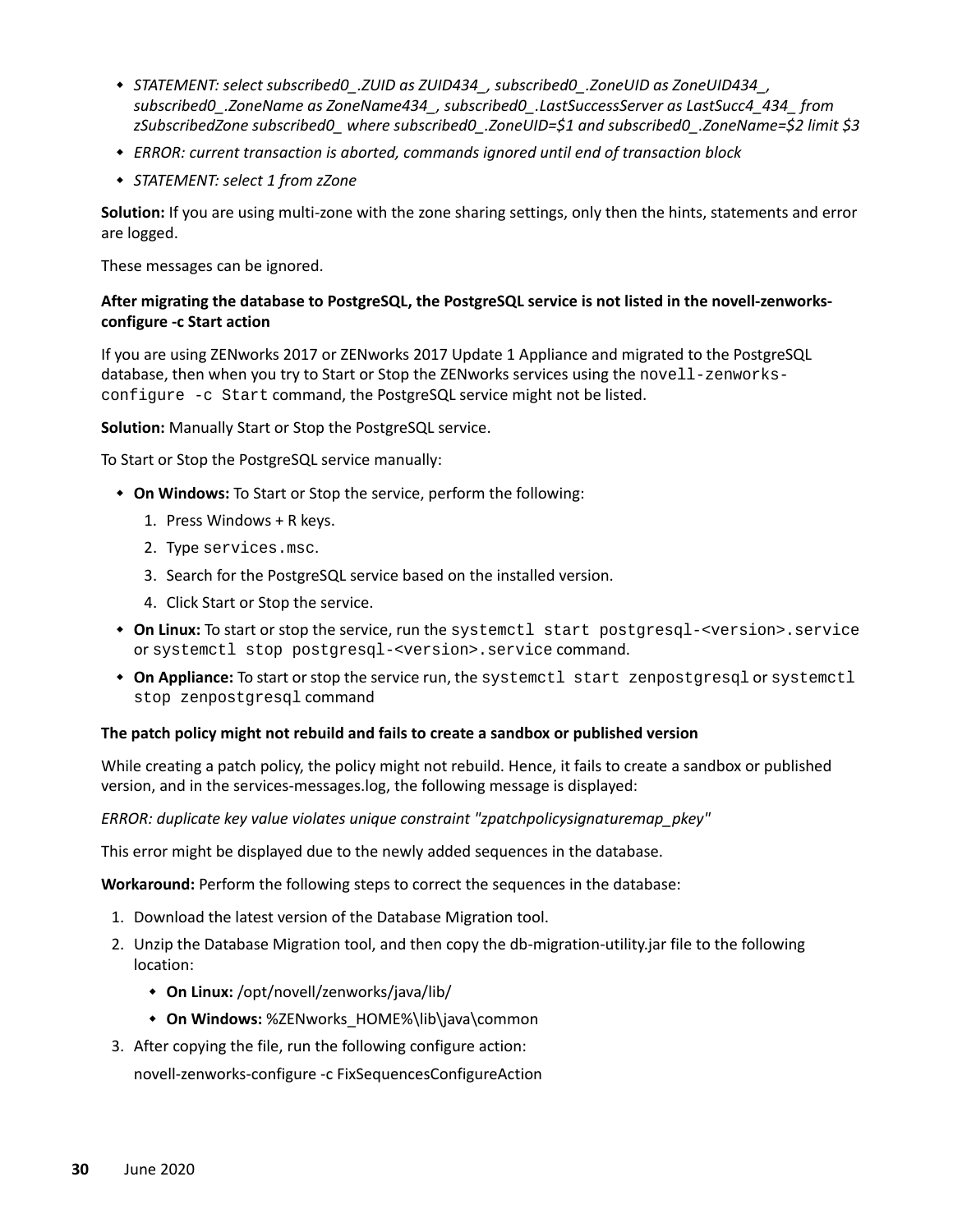- *STATEMENT: select subscribed0_.ZUID as ZUID434_, subscribed0_.ZoneUID as ZoneUID434_, subscribed0_.ZoneName as ZoneName434_, subscribed0_.LastSuccessServer as LastSucc4_434_ from zSubscribedZone subscribed0_ where subscribed0_.ZoneUID=$1 and subscribed0_.ZoneName=$2 limit $3*
- *ERROR: current transaction is aborted, commands ignored until end of transaction block*
- *STATEMENT: select 1 from zZone*

**Solution:** If you are using multi-zone with the zone sharing settings, only then the hints, statements and error are logged.

These messages can be ignored.

### After migrating the database to PostgreSQL, the PostgreSQL service is not listed in the novell-zenworks-configure -c Start action

If you are using ZENworks 2017 or ZENworks 2017 Update 1 Appliance and migrated to the PostgreSQL database, then when you try to Start or Stop the ZENworks services using the `novell-zenworks-configure -c Start` command, the PostgreSQL service might not be listed.

**Solution:** Manually Start or Stop the PostgreSQL service.

To Start or Stop the PostgreSQL service manually:

- **On Windows:** To Start or Stop the service, perform the following:
  1. Press Windows + R keys.
  2. Type `services.msc`.
  3. Search for the PostgreSQL service based on the installed version.
  4. Click Start or Stop the service.
- **On Linux:** To start or stop the service, run the `systemctl start postgresql-<version>.service` or `systemctl stop postgresql-<version>.service` command.
- **On Appliance:** To start or stop the service run, the `systemctl start zenpostgresql` or `systemctl stop zenpostgresql` command

### The patch policy might not rebuild and fails to create a sandbox or published version

While creating a patch policy, the policy might not rebuild. Hence, it fails to create a sandbox or published version, and in the services-messages.log, the following message is displayed:

*ERROR: duplicate key value violates unique constraint "zpatchpolicysignaturemap_pkey"*

This error might be displayed due to the newly added sequences in the database.

**Workaround:** Perform the following steps to correct the sequences in the database:

1. Download the latest version of the Database Migration tool.
2. Unzip the Database Migration tool, and then copy the db-migration-utility.jar file to the following location:
   - **On Linux:** /opt/novell/zenworks/java/lib/
   - **On Windows:** %ZENworks_HOME%\lib\java\common
3. After copying the file, run the following configure action:

   novell-zenworks-configure -c FixSequencesConfigureAction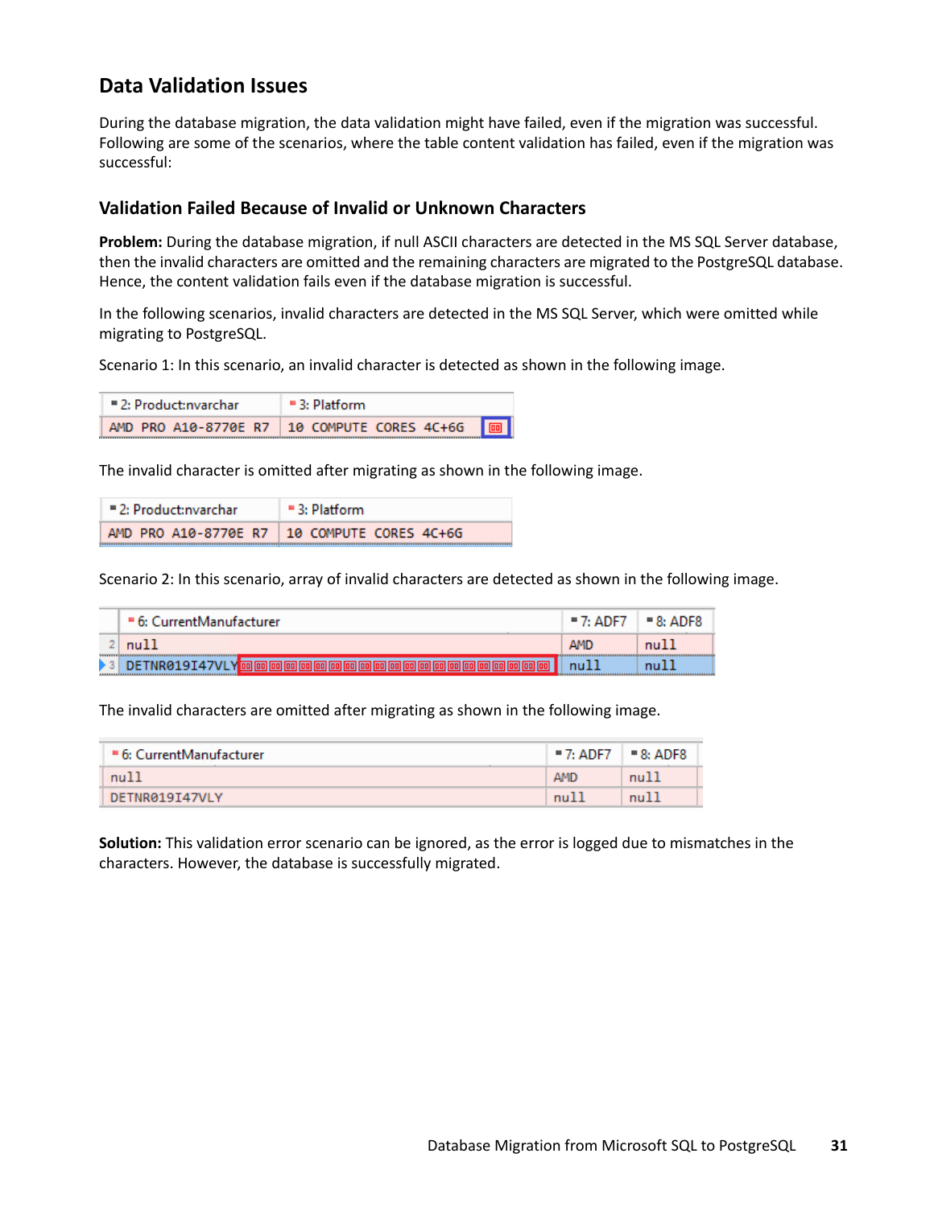## Data Validation Issues

During the database migration, the data validation might have failed, even if the migration was successful. Following are some of the scenarios, where the table content validation has failed, even if the migration was successful:

### Validation Failed Because of Invalid or Unknown Characters

**Problem:** During the database migration, if null ASCII characters are detected in the MS SQL Server database, then the invalid characters are omitted and the remaining characters are migrated to the PostgreSQL database. Hence, the content validation fails even if the database migration is successful.

In the following scenarios, invalid characters are detected in the MS SQL Server, which were omitted while migrating to PostgreSQL.

Scenario 1: In this scenario, an invalid character is detected as shown in the following image.

| 2: Product:nvarchar | 3: Platform |
|---|---|
| AMD PRO A10-8770E R7 | 10 COMPUTE CORES 4C+6G □ |

The invalid character is omitted after migrating as shown in the following image.

| 2: Product:nvarchar | 3: Platform |
|---|---|
| AMD PRO A10-8770E R7 | 10 COMPUTE CORES 4C+6G |

Scenario 2: In this scenario, array of invalid characters are detected as shown in the following image.

| | 6: CurrentManufacturer | 7: ADF7 | 8: ADF8 |
|---|---|---|---|
| 2 | null | AMD | null |
| 3 | DETNR019I47VLY□□□□□□□□□□□□□□□□□□□□□ | null | null |

The invalid characters are omitted after migrating as shown in the following image.

| 6: CurrentManufacturer | 7: ADF7 | 8: ADF8 |
|---|---|---|
| null | AMD | null |
| DETNR019I47VLY | null | null |

**Solution:** This validation error scenario can be ignored, as the error is logged due to mismatches in the characters. However, the database is successfully migrated.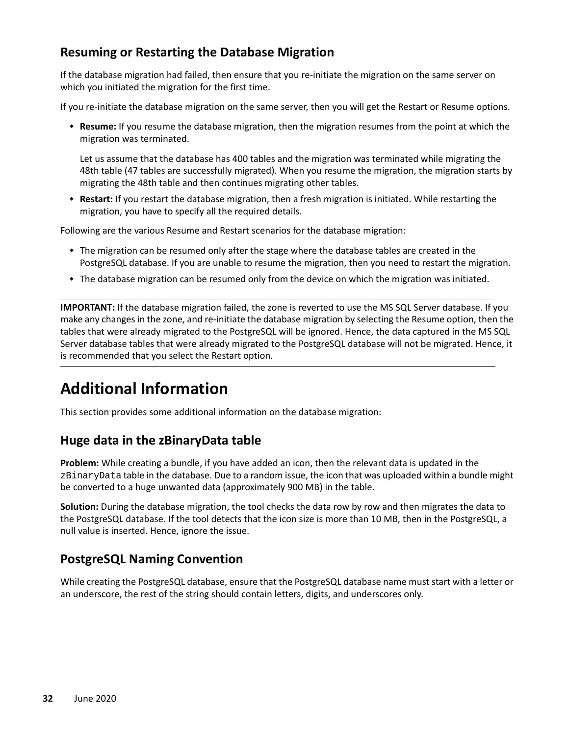## Resuming or Restarting the Database Migration

If the database migration had failed, then ensure that you re-initiate the migration on the same server on which you initiated the migration for the first time.

If you re-initiate the database migration on the same server, then you will get the Restart or Resume options.

- **Resume:** If you resume the database migration, then the migration resumes from the point at which the migration was terminated.

  Let us assume that the database has 400 tables and the migration was terminated while migrating the 48th table (47 tables are successfully migrated). When you resume the migration, the migration starts by migrating the 48th table and then continues migrating other tables.

- **Restart:** If you restart the database migration, then a fresh migration is initiated. While restarting the migration, you have to specify all the required details.

Following are the various Resume and Restart scenarios for the database migration:

- The migration can be resumed only after the stage where the database tables are created in the PostgreSQL database. If you are unable to resume the migration, then you need to restart the migration.
- The database migration can be resumed only from the device on which the migration was initiated.

---

**IMPORTANT:** If the database migration failed, the zone is reverted to use the MS SQL Server database. If you make any changes in the zone, and re-initiate the database migration by selecting the Resume option, then the tables that were already migrated to the PostgreSQL will be ignored. Hence, the data captured in the MS SQL Server database tables that were already migrated to the PostgreSQL database will not be migrated. Hence, it is recommended that you select the Restart option.

---

# Additional Information

This section provides some additional information on the database migration:

## Huge data in the zBinaryData table

**Problem:** While creating a bundle, if you have added an icon, then the relevant data is updated in the `zBinaryData` table in the database. Due to a random issue, the icon that was uploaded within a bundle might be converted to a huge unwanted data (approximately 900 MB) in the table.

**Solution:** During the database migration, the tool checks the data row by row and then migrates the data to the PostgreSQL database. If the tool detects that the icon size is more than 10 MB, then in the PostgreSQL, a null value is inserted. Hence, ignore the issue.

## PostgreSQL Naming Convention

While creating the PostgreSQL database, ensure that the PostgreSQL database name must start with a letter or an underscore, the rest of the string should contain letters, digits, and underscores only.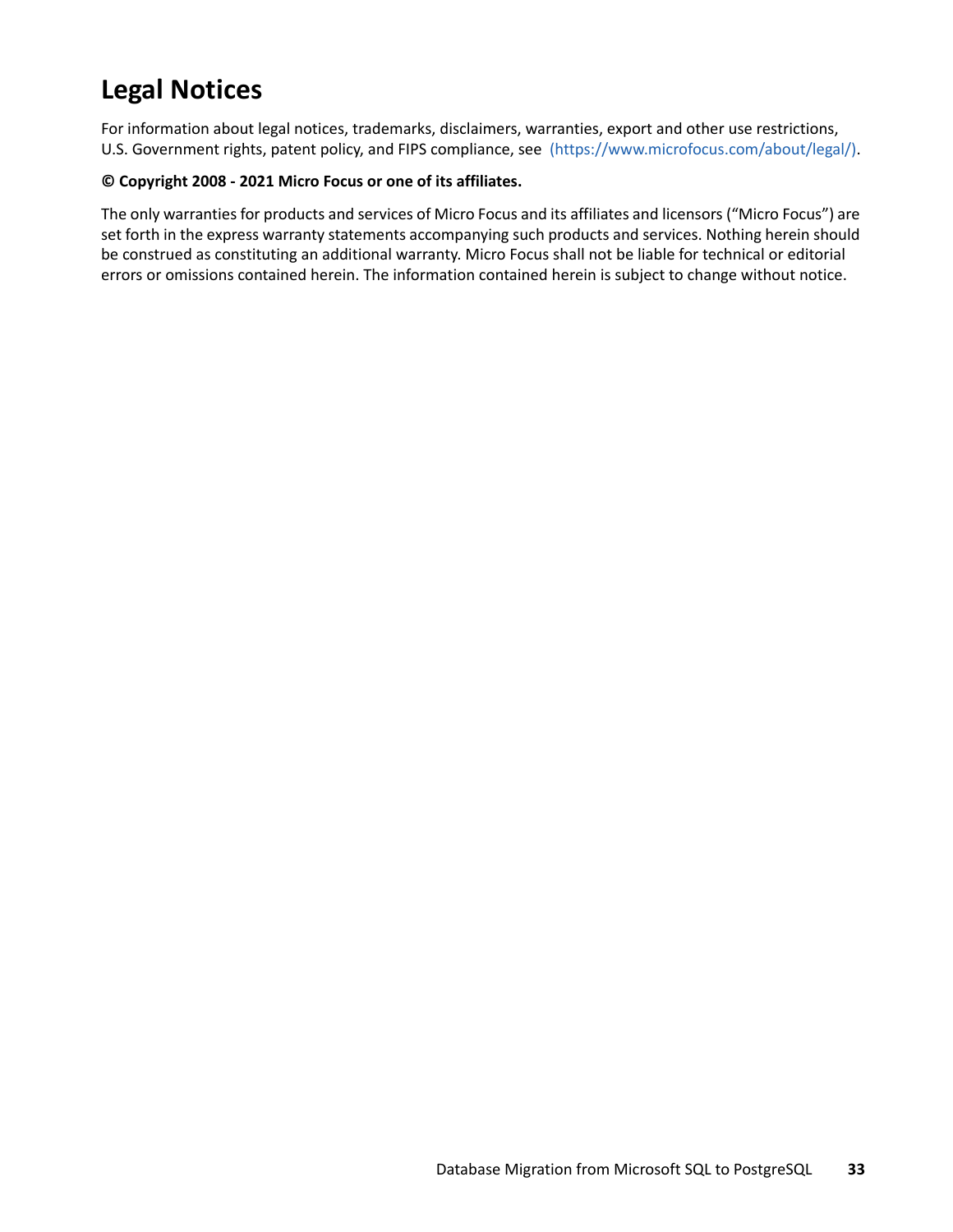# Legal Notices

For information about legal notices, trademarks, disclaimers, warranties, export and other use restrictions, U.S. Government rights, patent policy, and FIPS compliance, see (https://www.microfocus.com/about/legal/).

**© Copyright 2008 - 2021 Micro Focus or one of its affiliates.**

The only warranties for products and services of Micro Focus and its affiliates and licensors ("Micro Focus") are set forth in the express warranty statements accompanying such products and services. Nothing herein should be construed as constituting an additional warranty. Micro Focus shall not be liable for technical or editorial errors or omissions contained herein. The information contained herein is subject to change without notice.